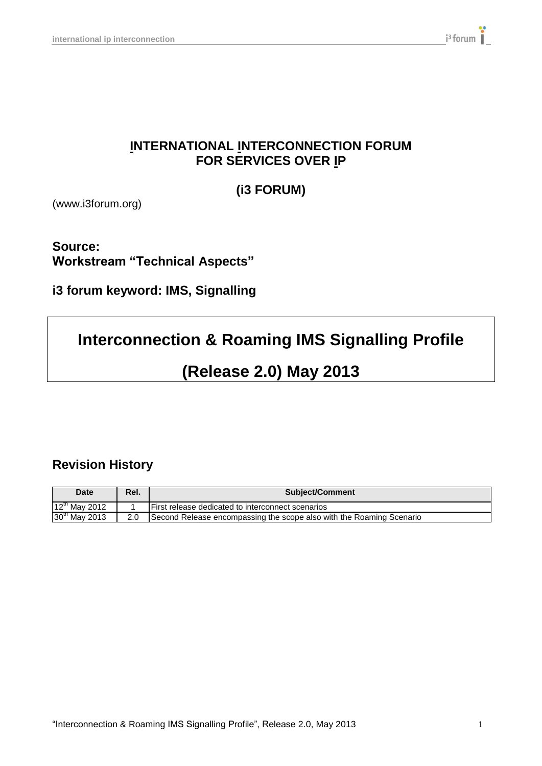**INTERNATIONAL INTERCONNECTION FORUM FOR SERVICES OVER IP**

**(i3 FORUM)**

(www.i3forum.org)

**Source:**
**Workstream "Technical Aspects"**

**i3 forum keyword: IMS, Signalling**

# Interconnection & Roaming IMS Signalling Profile

# (Release 2.0) May 2013

## Revision History

| Date | Rel. | Subject/Comment |
|---|---|---|
| 12th May 2012 | 1 | First release dedicated to interconnect scenarios |
| 30th May 2013 | 2.0 | Second Release encompassing the scope also with the Roaming Scenario |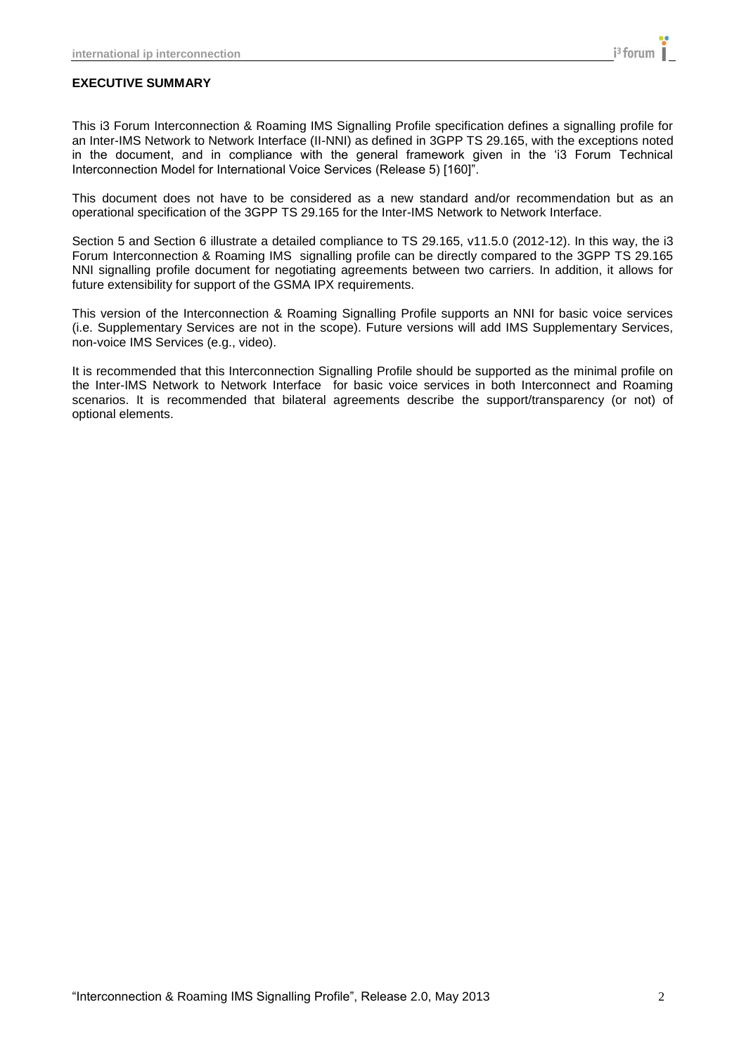## EXECUTIVE SUMMARY

This i3 Forum Interconnection & Roaming IMS Signalling Profile specification defines a signalling profile for an Inter-IMS Network to Network Interface (II-NNI) as defined in 3GPP TS 29.165, with the exceptions noted in the document, and in compliance with the general framework given in the 'i3 Forum Technical Interconnection Model for International Voice Services (Release 5) [160]".

This document does not have to be considered as a new standard and/or recommendation but as an operational specification of the 3GPP TS 29.165 for the Inter-IMS Network to Network Interface.

Section 5 and Section 6 illustrate a detailed compliance to TS 29.165, v11.5.0 (2012-12). In this way, the i3 Forum Interconnection & Roaming IMS signalling profile can be directly compared to the 3GPP TS 29.165 NNI signalling profile document for negotiating agreements between two carriers. In addition, it allows for future extensibility for support of the GSMA IPX requirements.

This version of the Interconnection & Roaming Signalling Profile supports an NNI for basic voice services (i.e. Supplementary Services are not in the scope). Future versions will add IMS Supplementary Services, non-voice IMS Services (e.g., video).

It is recommended that this Interconnection Signalling Profile should be supported as the minimal profile on the Inter-IMS Network to Network Interface for basic voice services in both Interconnect and Roaming scenarios. It is recommended that bilateral agreements describe the support/transparency (or not) of optional elements.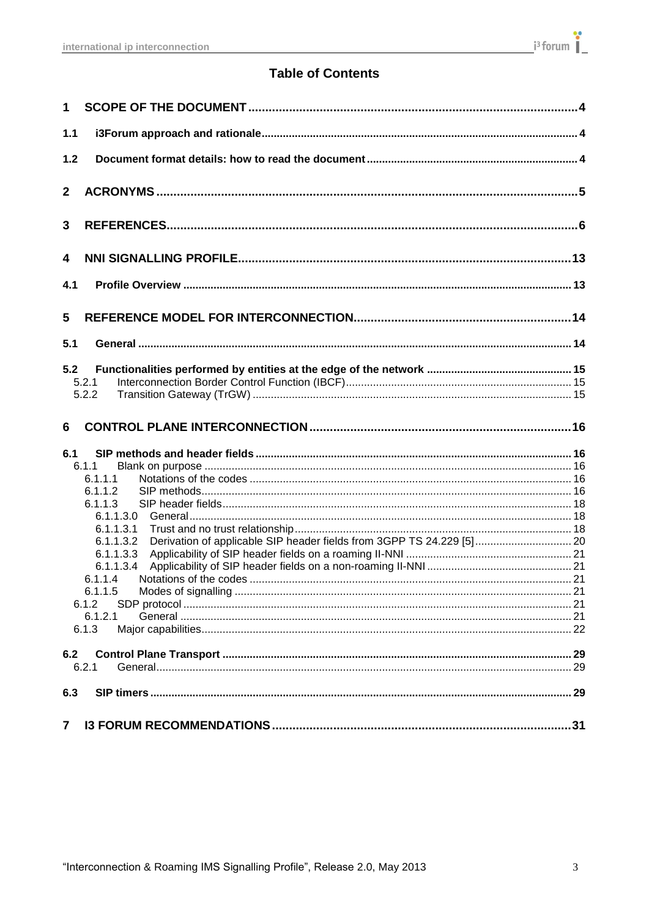# Table of Contents

1 SCOPE OF THE DOCUMENT ..... 4

1.1 i3Forum approach and rationale ..... 4

1.2 Document format details: how to read the document ..... 4

2 ACRONYMS ..... 5

3 REFERENCES ..... 6

4 NNI SIGNALLING PROFILE ..... 13

4.1 Profile Overview ..... 13

5 REFERENCE MODEL FOR INTERCONNECTION ..... 14

5.1 General ..... 14

5.2 Functionalities performed by entities at the edge of the network ..... 15
- 5.2.1 Interconnection Border Control Function (IBCF) ..... 15
- 5.2.2 Transition Gateway (TrGW) ..... 15

6 CONTROL PLANE INTERCONNECTION ..... 16

6.1 SIP methods and header fields ..... 16
- 6.1.1 Blank on purpose ..... 16
  - 6.1.1.1 Notations of the codes ..... 16
  - 6.1.1.2 SIP methods ..... 16
  - 6.1.1.3 SIP header fields ..... 18
    - 6.1.1.3.0 General ..... 18
    - 6.1.1.3.1 Trust and no trust relationship ..... 18
    - 6.1.1.3.2 Derivation of applicable SIP header fields from 3GPP TS 24.229 [5] ..... 20
    - 6.1.1.3.3 Applicability of SIP header fields on a roaming II-NNI ..... 21
    - 6.1.1.3.4 Applicability of SIP header fields on a non-roaming II-NNI ..... 21
  - 6.1.1.4 Notations of the codes ..... 21
  - 6.1.1.5 Modes of signalling ..... 21
- 6.1.2 SDP protocol ..... 21
  - 6.1.2.1 General ..... 21
- 6.1.3 Major capabilities ..... 22

6.2 Control Plane Transport ..... 29
- 6.2.1 General ..... 29

6.3 SIP timers ..... 29

7 I3 FORUM RECOMMENDATIONS ..... 31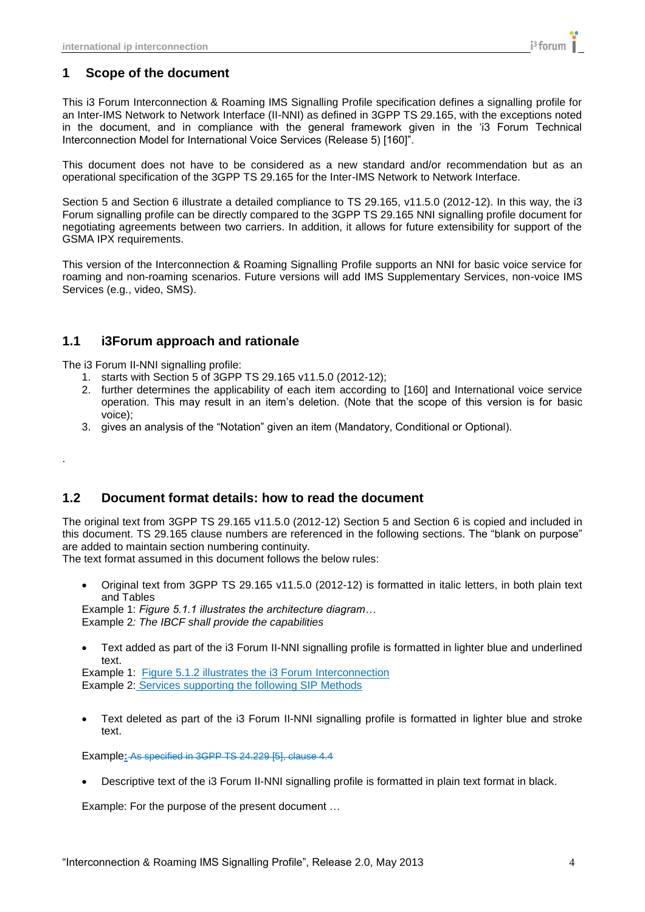## 1 Scope of the document

This i3 Forum Interconnection & Roaming IMS Signalling Profile specification defines a signalling profile for an Inter-IMS Network to Network Interface (II-NNI) as defined in 3GPP TS 29.165, with the exceptions noted in the document, and in compliance with the general framework given in the 'i3 Forum Technical Interconnection Model for International Voice Services (Release 5) [160]".

This document does not have to be considered as a new standard and/or recommendation but as an operational specification of the 3GPP TS 29.165 for the Inter-IMS Network to Network Interface.

Section 5 and Section 6 illustrate a detailed compliance to TS 29.165, v11.5.0 (2012-12). In this way, the i3 Forum signalling profile can be directly compared to the 3GPP TS 29.165 NNI signalling profile document for negotiating agreements between two carriers. In addition, it allows for future extensibility for support of the GSMA IPX requirements.

This version of the Interconnection & Roaming Signalling Profile supports an NNI for basic voice service for roaming and non-roaming scenarios. Future versions will add IMS Supplementary Services, non-voice IMS Services (e.g., video, SMS).

### 1.1 i3Forum approach and rationale

The i3 Forum II-NNI signalling profile:

1. starts with Section 5 of 3GPP TS 29.165 v11.5.0 (2012-12);
2. further determines the applicability of each item according to [160] and International voice service operation. This may result in an item's deletion. (Note that the scope of this version is for basic voice);
3. gives an analysis of the "Notation" given an item (Mandatory, Conditional or Optional).

.

### 1.2 Document format details: how to read the document

The original text from 3GPP TS 29.165 v11.5.0 (2012-12) Section 5 and Section 6 is copied and included in this document. TS 29.165 clause numbers are referenced in the following sections. The "blank on purpose" are added to maintain section numbering continuity.

The text format assumed in this document follows the below rules:

- Original text from 3GPP TS 29.165 v11.5.0 (2012-12) is formatted in italic letters, in both plain text and Tables

Example 1: *Figure 5.1.1 illustrates the architecture diagram…*

Example 2*: The IBCF shall provide the capabilities*

- Text added as part of the i3 Forum II-NNI signalling profile is formatted in lighter blue and underlined text.

Example 1: <u>Figure 5.1.2 illustrates the i3 Forum Interconnection</u>

Example 2: <u>Services supporting the following SIP Methods</u>

- Text deleted as part of the i3 Forum II-NNI signalling profile is formatted in lighter blue and stroke text.

Example<u>:</u> ~~As specified in 3GPP TS 24.229 [5], clause 4.4~~

- Descriptive text of the i3 Forum II-NNI signalling profile is formatted in plain text format in black.

Example: For the purpose of the present document …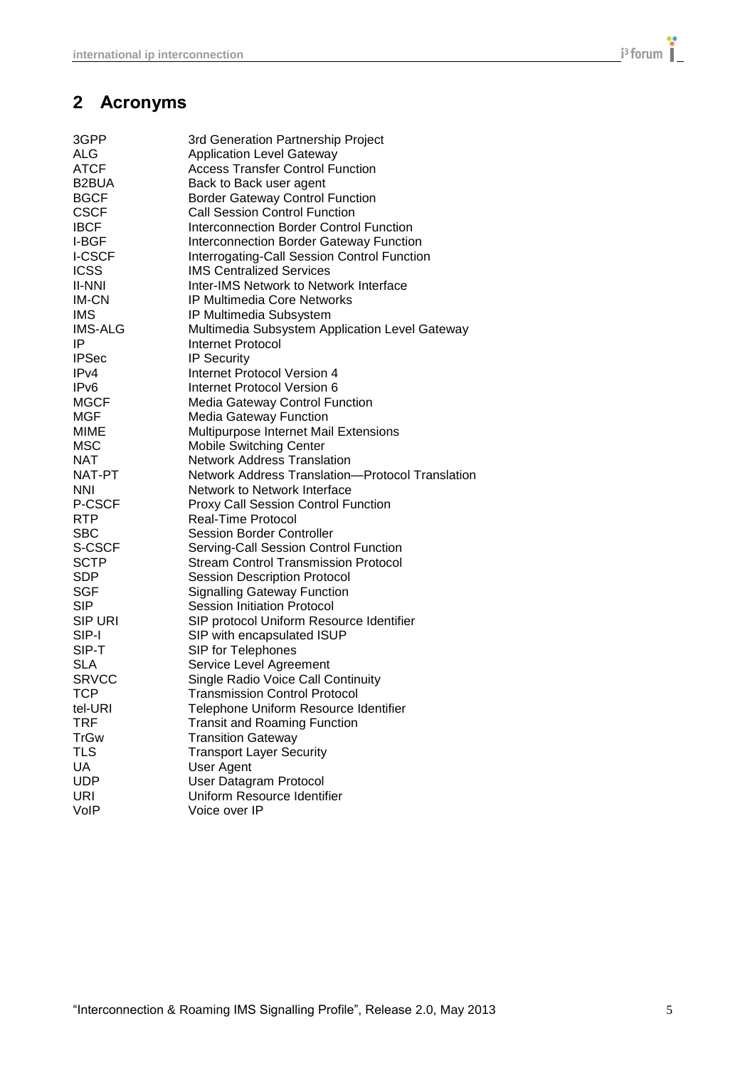## 2 Acronyms

| | |
|---|---|
| 3GPP | 3rd Generation Partnership Project |
| ALG | Application Level Gateway |
| ATCF | Access Transfer Control Function |
| B2BUA | Back to Back user agent |
| BGCF | Border Gateway Control Function |
| CSCF | Call Session Control Function |
| IBCF | Interconnection Border Control Function |
| I-BGF | Interconnection Border Gateway Function |
| I-CSCF | Interrogating-Call Session Control Function |
| ICSS | IMS Centralized Services |
| II-NNI | Inter-IMS Network to Network Interface |
| IM-CN | IP Multimedia Core Networks |
| IMS | IP Multimedia Subsystem |
| IMS-ALG | Multimedia Subsystem Application Level Gateway |
| IP | Internet Protocol |
| IPSec | IP Security |
| IPv4 | Internet Protocol Version 4 |
| IPv6 | Internet Protocol Version 6 |
| MGCF | Media Gateway Control Function |
| MGF | Media Gateway Function |
| MIME | Multipurpose Internet Mail Extensions |
| MSC | Mobile Switching Center |
| NAT | Network Address Translation |
| NAT-PT | Network Address Translation—Protocol Translation |
| NNI | Network to Network Interface |
| P-CSCF | Proxy Call Session Control Function |
| RTP | Real-Time Protocol |
| SBC | Session Border Controller |
| S-CSCF | Serving-Call Session Control Function |
| SCTP | Stream Control Transmission Protocol |
| SDP | Session Description Protocol |
| SGF | Signalling Gateway Function |
| SIP | Session Initiation Protocol |
| SIP URI | SIP protocol Uniform Resource Identifier |
| SIP-I | SIP with encapsulated ISUP |
| SIP-T | SIP for Telephones |
| SLA | Service Level Agreement |
| SRVCC | Single Radio Voice Call Continuity |
| TCP | Transmission Control Protocol |
| tel-URI | Telephone Uniform Resource Identifier |
| TRF | Transit and Roaming Function |
| TrGw | Transition Gateway |
| TLS | Transport Layer Security |
| UA | User Agent |
| UDP | User Datagram Protocol |
| URI | Uniform Resource Identifier |
| VoIP | Voice over IP |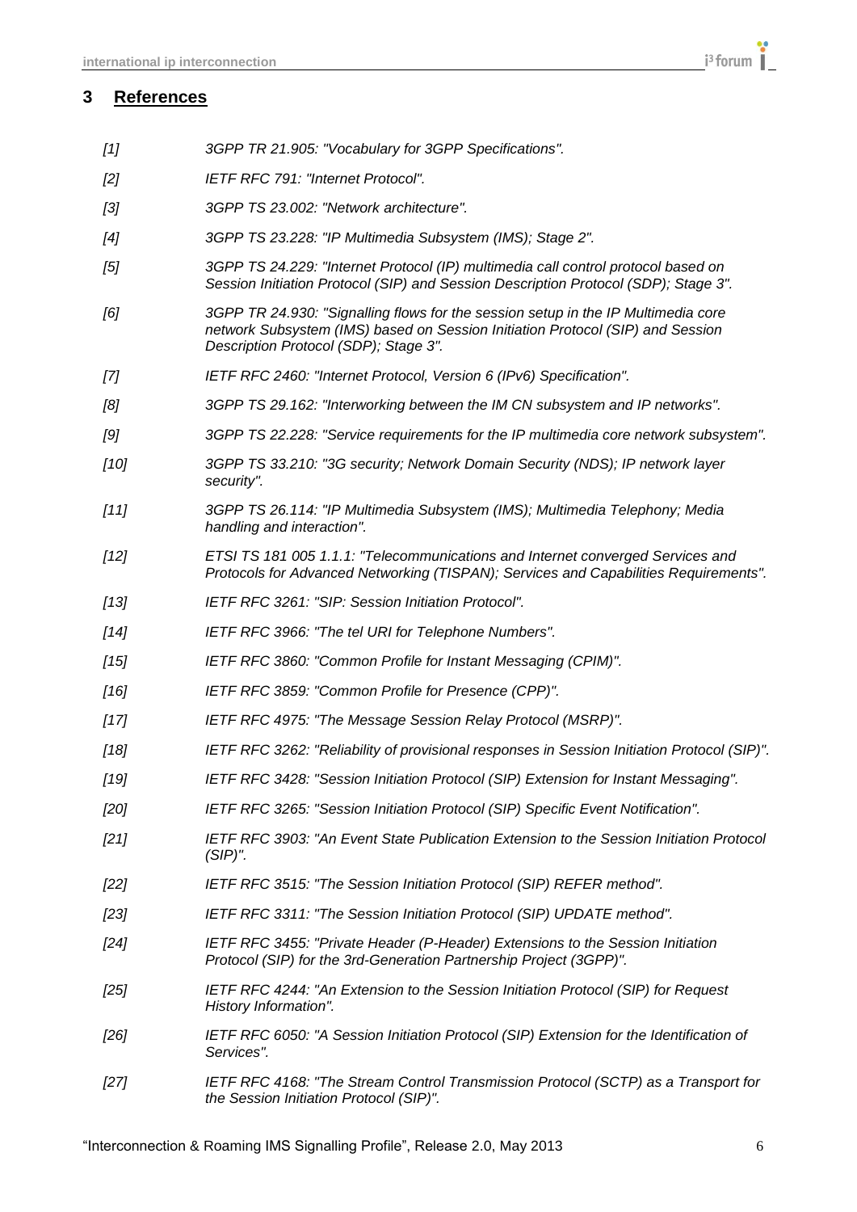# 3 References

*[1] 3GPP TR 21.905: "Vocabulary for 3GPP Specifications".*

*[2] IETF RFC 791: "Internet Protocol".*

*[3] 3GPP TS 23.002: "Network architecture".*

*[4] 3GPP TS 23.228: "IP Multimedia Subsystem (IMS); Stage 2".*

*[5] 3GPP TS 24.229: "Internet Protocol (IP) multimedia call control protocol based on Session Initiation Protocol (SIP) and Session Description Protocol (SDP); Stage 3".*

*[6] 3GPP TR 24.930: "Signalling flows for the session setup in the IP Multimedia core network Subsystem (IMS) based on Session Initiation Protocol (SIP) and Session Description Protocol (SDP); Stage 3".*

*[7] IETF RFC 2460: "Internet Protocol, Version 6 (IPv6) Specification".*

*[8] 3GPP TS 29.162: "Interworking between the IM CN subsystem and IP networks".*

*[9] 3GPP TS 22.228: "Service requirements for the IP multimedia core network subsystem".*

*[10] 3GPP TS 33.210: "3G security; Network Domain Security (NDS); IP network layer security".*

*[11] 3GPP TS 26.114: "IP Multimedia Subsystem (IMS); Multimedia Telephony; Media handling and interaction".*

*[12] ETSI TS 181 005 1.1.1: "Telecommunications and Internet converged Services and Protocols for Advanced Networking (TISPAN); Services and Capabilities Requirements".*

*[13] IETF RFC 3261: "SIP: Session Initiation Protocol".*

*[14] IETF RFC 3966: "The tel URI for Telephone Numbers".*

*[15] IETF RFC 3860: "Common Profile for Instant Messaging (CPIM)".*

*[16] IETF RFC 3859: "Common Profile for Presence (CPP)".*

*[17] IETF RFC 4975: "The Message Session Relay Protocol (MSRP)".*

*[18] IETF RFC 3262: "Reliability of provisional responses in Session Initiation Protocol (SIP)".*

*[19] IETF RFC 3428: "Session Initiation Protocol (SIP) Extension for Instant Messaging".*

*[20] IETF RFC 3265: "Session Initiation Protocol (SIP) Specific Event Notification".*

*[21] IETF RFC 3903: "An Event State Publication Extension to the Session Initiation Protocol (SIP)".*

*[22] IETF RFC 3515: "The Session Initiation Protocol (SIP) REFER method".*

*[23] IETF RFC 3311: "The Session Initiation Protocol (SIP) UPDATE method".*

*[24] IETF RFC 3455: "Private Header (P-Header) Extensions to the Session Initiation Protocol (SIP) for the 3rd-Generation Partnership Project (3GPP)".*

*[25] IETF RFC 4244: "An Extension to the Session Initiation Protocol (SIP) for Request History Information".*

*[26] IETF RFC 6050: "A Session Initiation Protocol (SIP) Extension for the Identification of Services".*

*[27] IETF RFC 4168: "The Stream Control Transmission Protocol (SCTP) as a Transport for the Session Initiation Protocol (SIP)".*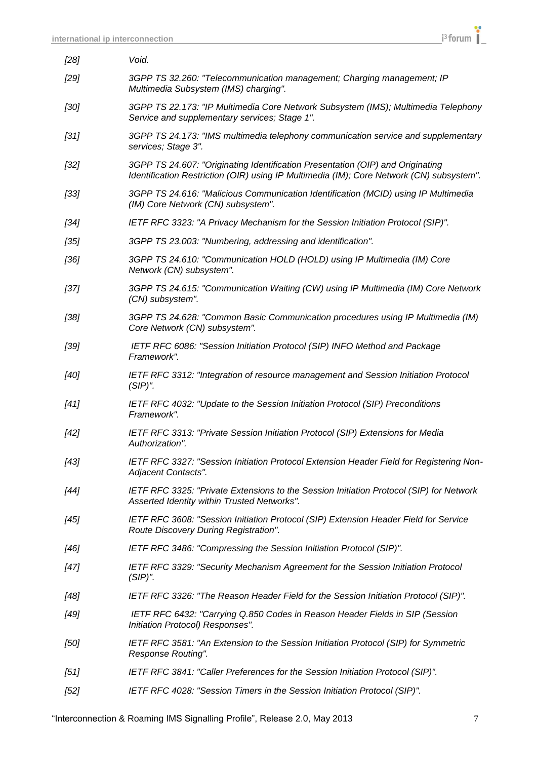[28] *Void.*

[29] *3GPP TS 32.260: "Telecommunication management; Charging management; IP Multimedia Subsystem (IMS) charging".*

[30] *3GPP TS 22.173: "IP Multimedia Core Network Subsystem (IMS); Multimedia Telephony Service and supplementary services; Stage 1".*

[31] *3GPP TS 24.173: "IMS multimedia telephony communication service and supplementary services; Stage 3".*

[32] *3GPP TS 24.607: "Originating Identification Presentation (OIP) and Originating Identification Restriction (OIR) using IP Multimedia (IM); Core Network (CN) subsystem".*

[33] *3GPP TS 24.616: "Malicious Communication Identification (MCID) using IP Multimedia (IM) Core Network (CN) subsystem".*

[34] *IETF RFC 3323: "A Privacy Mechanism for the Session Initiation Protocol (SIP)".*

[35] *3GPP TS 23.003: "Numbering, addressing and identification".*

[36] *3GPP TS 24.610: "Communication HOLD (HOLD) using IP Multimedia (IM) Core Network (CN) subsystem".*

[37] *3GPP TS 24.615: "Communication Waiting (CW) using IP Multimedia (IM) Core Network (CN) subsystem".*

[38] *3GPP TS 24.628: "Common Basic Communication procedures using IP Multimedia (IM) Core Network (CN) subsystem".*

[39] *IETF RFC 6086: "Session Initiation Protocol (SIP) INFO Method and Package Framework".*

[40] *IETF RFC 3312: "Integration of resource management and Session Initiation Protocol (SIP)".*

[41] *IETF RFC 4032: "Update to the Session Initiation Protocol (SIP) Preconditions Framework".*

[42] *IETF RFC 3313: "Private Session Initiation Protocol (SIP) Extensions for Media Authorization".*

[43] *IETF RFC 3327: "Session Initiation Protocol Extension Header Field for Registering Non-Adjacent Contacts".*

[44] *IETF RFC 3325: "Private Extensions to the Session Initiation Protocol (SIP) for Network Asserted Identity within Trusted Networks".*

[45] *IETF RFC 3608: "Session Initiation Protocol (SIP) Extension Header Field for Service Route Discovery During Registration".*

[46] *IETF RFC 3486: "Compressing the Session Initiation Protocol (SIP)".*

[47] *IETF RFC 3329: "Security Mechanism Agreement for the Session Initiation Protocol (SIP)".*

[48] *IETF RFC 3326: "The Reason Header Field for the Session Initiation Protocol (SIP)".*

[49] *IETF RFC 6432: "Carrying Q.850 Codes in Reason Header Fields in SIP (Session Initiation Protocol) Responses".*

[50] *IETF RFC 3581: "An Extension to the Session Initiation Protocol (SIP) for Symmetric Response Routing".*

[51] *IETF RFC 3841: "Caller Preferences for the Session Initiation Protocol (SIP)".*

[52] *IETF RFC 4028: "Session Timers in the Session Initiation Protocol (SIP)".*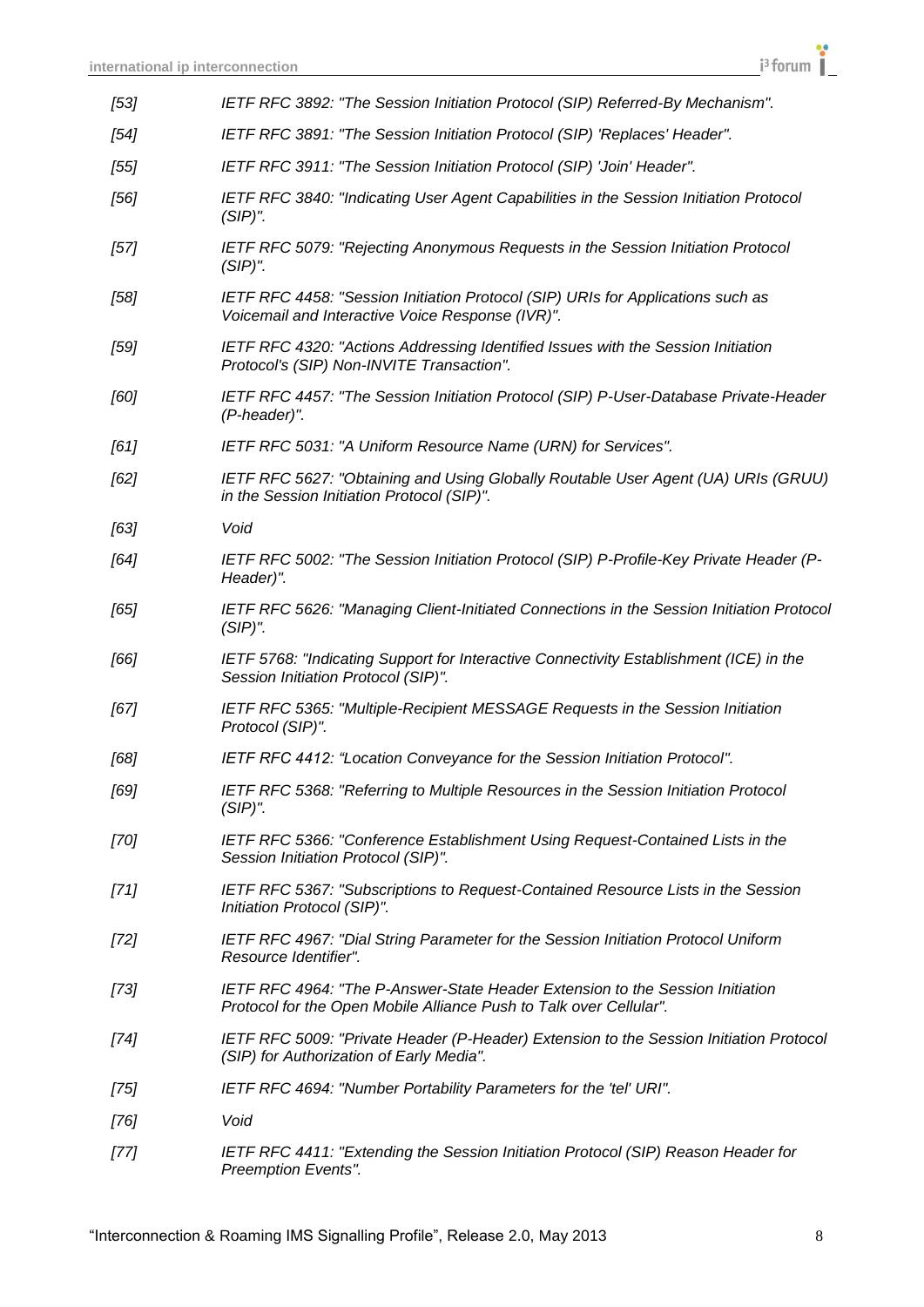*[53] IETF RFC 3892: "The Session Initiation Protocol (SIP) Referred-By Mechanism".*

*[54] IETF RFC 3891: "The Session Initiation Protocol (SIP) 'Replaces' Header".*

*[55] IETF RFC 3911: "The Session Initiation Protocol (SIP) 'Join' Header".*

*[56] IETF RFC 3840: "Indicating User Agent Capabilities in the Session Initiation Protocol (SIP)".*

*[57] IETF RFC 5079: "Rejecting Anonymous Requests in the Session Initiation Protocol (SIP)".*

*[58] IETF RFC 4458: "Session Initiation Protocol (SIP) URIs for Applications such as Voicemail and Interactive Voice Response (IVR)".*

*[59] IETF RFC 4320: "Actions Addressing Identified Issues with the Session Initiation Protocol's (SIP) Non-INVITE Transaction".*

*[60] IETF RFC 4457: "The Session Initiation Protocol (SIP) P-User-Database Private-Header (P-header)".*

*[61] IETF RFC 5031: "A Uniform Resource Name (URN) for Services".*

*[62] IETF RFC 5627: "Obtaining and Using Globally Routable User Agent (UA) URIs (GRUU) in the Session Initiation Protocol (SIP)".*

*[63] Void*

*[64] IETF RFC 5002: "The Session Initiation Protocol (SIP) P-Profile-Key Private Header (P-Header)".*

*[65] IETF RFC 5626: "Managing Client-Initiated Connections in the Session Initiation Protocol (SIP)".*

*[66] IETF 5768: "Indicating Support for Interactive Connectivity Establishment (ICE) in the Session Initiation Protocol (SIP)".*

*[67] IETF RFC 5365: "Multiple-Recipient MESSAGE Requests in the Session Initiation Protocol (SIP)".*

*[68] IETF RFC 4412: "Location Conveyance for the Session Initiation Protocol".*

*[69] IETF RFC 5368: "Referring to Multiple Resources in the Session Initiation Protocol (SIP)".*

*[70] IETF RFC 5366: "Conference Establishment Using Request-Contained Lists in the Session Initiation Protocol (SIP)".*

*[71] IETF RFC 5367: "Subscriptions to Request-Contained Resource Lists in the Session Initiation Protocol (SIP)".*

*[72] IETF RFC 4967: "Dial String Parameter for the Session Initiation Protocol Uniform Resource Identifier".*

*[73] IETF RFC 4964: "The P-Answer-State Header Extension to the Session Initiation Protocol for the Open Mobile Alliance Push to Talk over Cellular".*

*[74] IETF RFC 5009: "Private Header (P-Header) Extension to the Session Initiation Protocol (SIP) for Authorization of Early Media".*

*[75] IETF RFC 4694: "Number Portability Parameters for the 'tel' URI".*

*[76] Void*

*[77] IETF RFC 4411: "Extending the Session Initiation Protocol (SIP) Reason Header for Preemption Events".*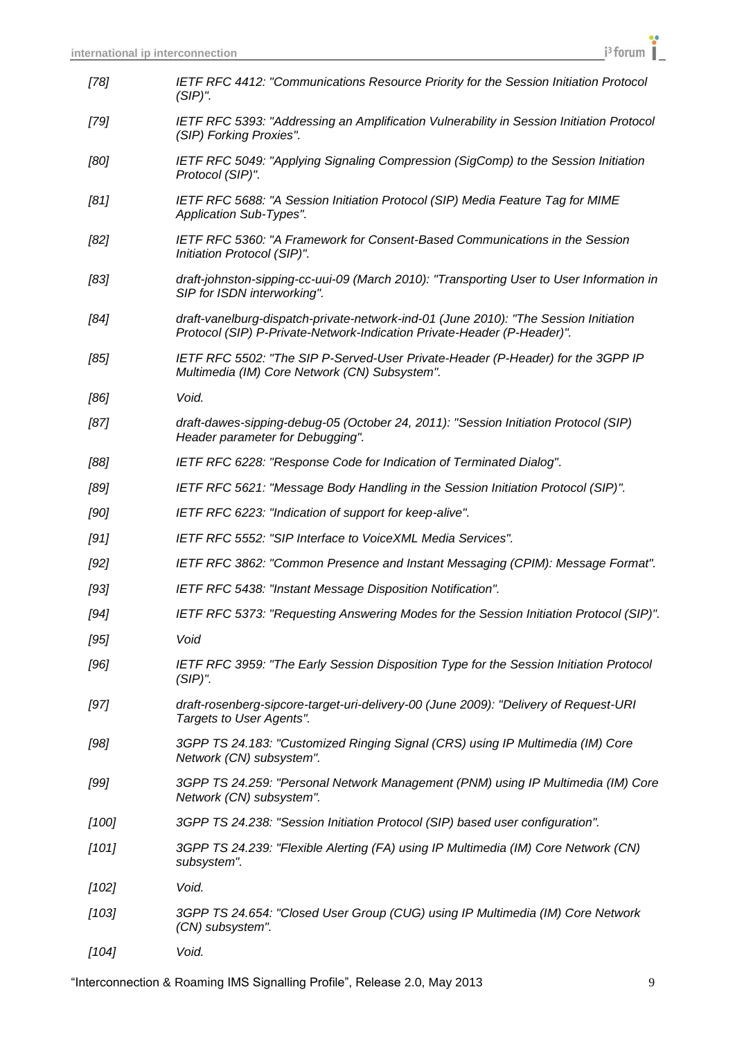*[78] IETF RFC 4412: "Communications Resource Priority for the Session Initiation Protocol (SIP)".*

*[79] IETF RFC 5393: "Addressing an Amplification Vulnerability in Session Initiation Protocol (SIP) Forking Proxies".*

*[80] IETF RFC 5049: "Applying Signaling Compression (SigComp) to the Session Initiation Protocol (SIP)".*

*[81] IETF RFC 5688: "A Session Initiation Protocol (SIP) Media Feature Tag for MIME Application Sub-Types".*

*[82] IETF RFC 5360: "A Framework for Consent-Based Communications in the Session Initiation Protocol (SIP)".*

*[83] draft-johnston-sipping-cc-uui-09 (March 2010): "Transporting User to User Information in SIP for ISDN interworking".*

*[84] draft-vanelburg-dispatch-private-network-ind-01 (June 2010): "The Session Initiation Protocol (SIP) P-Private-Network-Indication Private-Header (P-Header)".*

*[85] IETF RFC 5502: "The SIP P-Served-User Private-Header (P-Header) for the 3GPP IP Multimedia (IM) Core Network (CN) Subsystem".*

*[86] Void.*

*[87] draft-dawes-sipping-debug-05 (October 24, 2011): "Session Initiation Protocol (SIP) Header parameter for Debugging".*

*[88] IETF RFC 6228: "Response Code for Indication of Terminated Dialog".*

*[89] IETF RFC 5621: "Message Body Handling in the Session Initiation Protocol (SIP)".*

*[90] IETF RFC 6223: "Indication of support for keep-alive".*

*[91] IETF RFC 5552: "SIP Interface to VoiceXML Media Services".*

*[92] IETF RFC 3862: "Common Presence and Instant Messaging (CPIM): Message Format".*

*[93] IETF RFC 5438: "Instant Message Disposition Notification".*

*[94] IETF RFC 5373: "Requesting Answering Modes for the Session Initiation Protocol (SIP)".*

*[95] Void*

*[96] IETF RFC 3959: "The Early Session Disposition Type for the Session Initiation Protocol (SIP)".*

*[97] draft-rosenberg-sipcore-target-uri-delivery-00 (June 2009): "Delivery of Request-URI Targets to User Agents".*

*[98] 3GPP TS 24.183: "Customized Ringing Signal (CRS) using IP Multimedia (IM) Core Network (CN) subsystem".*

*[99] 3GPP TS 24.259: "Personal Network Management (PNM) using IP Multimedia (IM) Core Network (CN) subsystem".*

*[100] 3GPP TS 24.238: "Session Initiation Protocol (SIP) based user configuration".*

*[101] 3GPP TS 24.239: "Flexible Alerting (FA) using IP Multimedia (IM) Core Network (CN) subsystem".*

*[102] Void.*

*[103] 3GPP TS 24.654: "Closed User Group (CUG) using IP Multimedia (IM) Core Network (CN) subsystem".*

*[104] Void.*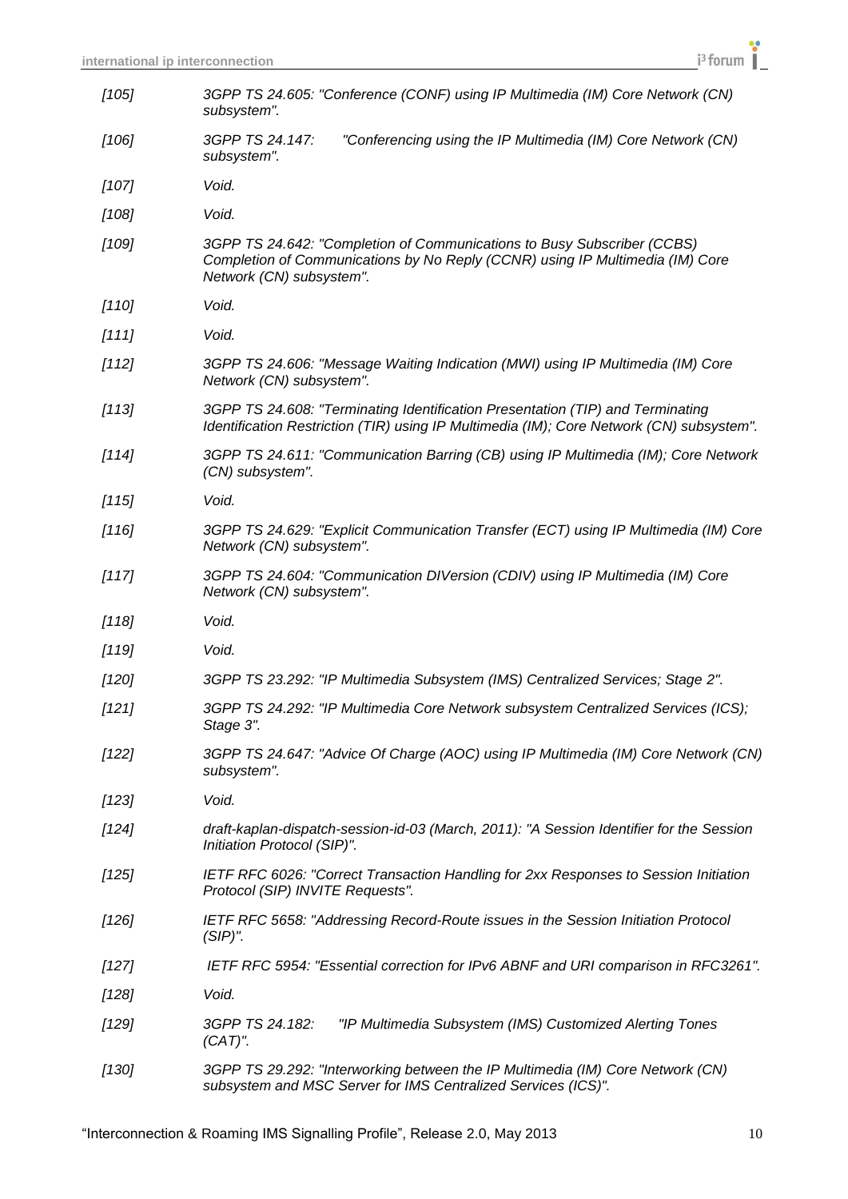*[105] 3GPP TS 24.605: "Conference (CONF) using IP Multimedia (IM) Core Network (CN) subsystem".*

*[106] 3GPP TS 24.147: "Conferencing using the IP Multimedia (IM) Core Network (CN) subsystem".*

*[107] Void.*

*[108] Void.*

*[109] 3GPP TS 24.642: "Completion of Communications to Busy Subscriber (CCBS) Completion of Communications by No Reply (CCNR) using IP Multimedia (IM) Core Network (CN) subsystem".*

*[110] Void.*

*[111] Void.*

*[112] 3GPP TS 24.606: "Message Waiting Indication (MWI) using IP Multimedia (IM) Core Network (CN) subsystem".*

*[113] 3GPP TS 24.608: "Terminating Identification Presentation (TIP) and Terminating Identification Restriction (TIR) using IP Multimedia (IM); Core Network (CN) subsystem".*

*[114] 3GPP TS 24.611: "Communication Barring (CB) using IP Multimedia (IM); Core Network (CN) subsystem".*

*[115] Void.*

*[116] 3GPP TS 24.629: "Explicit Communication Transfer (ECT) using IP Multimedia (IM) Core Network (CN) subsystem".*

*[117] 3GPP TS 24.604: "Communication DIVersion (CDIV) using IP Multimedia (IM) Core Network (CN) subsystem".*

*[118] Void.*

*[119] Void.*

*[120] 3GPP TS 23.292: "IP Multimedia Subsystem (IMS) Centralized Services; Stage 2".*

*[121] 3GPP TS 24.292: "IP Multimedia Core Network subsystem Centralized Services (ICS); Stage 3".*

*[122] 3GPP TS 24.647: "Advice Of Charge (AOC) using IP Multimedia (IM) Core Network (CN) subsystem".*

*[123] Void.*

*[124] draft-kaplan-dispatch-session-id-03 (March, 2011): "A Session Identifier for the Session Initiation Protocol (SIP)".*

*[125] IETF RFC 6026: "Correct Transaction Handling for 2xx Responses to Session Initiation Protocol (SIP) INVITE Requests".*

*[126] IETF RFC 5658: "Addressing Record-Route issues in the Session Initiation Protocol (SIP)".*

*[127] IETF RFC 5954: "Essential correction for IPv6 ABNF and URI comparison in RFC3261".*

*[128] Void.*

*[129] 3GPP TS 24.182: "IP Multimedia Subsystem (IMS) Customized Alerting Tones (CAT)".*

*[130] 3GPP TS 29.292: "Interworking between the IP Multimedia (IM) Core Network (CN) subsystem and MSC Server for IMS Centralized Services (ICS)".*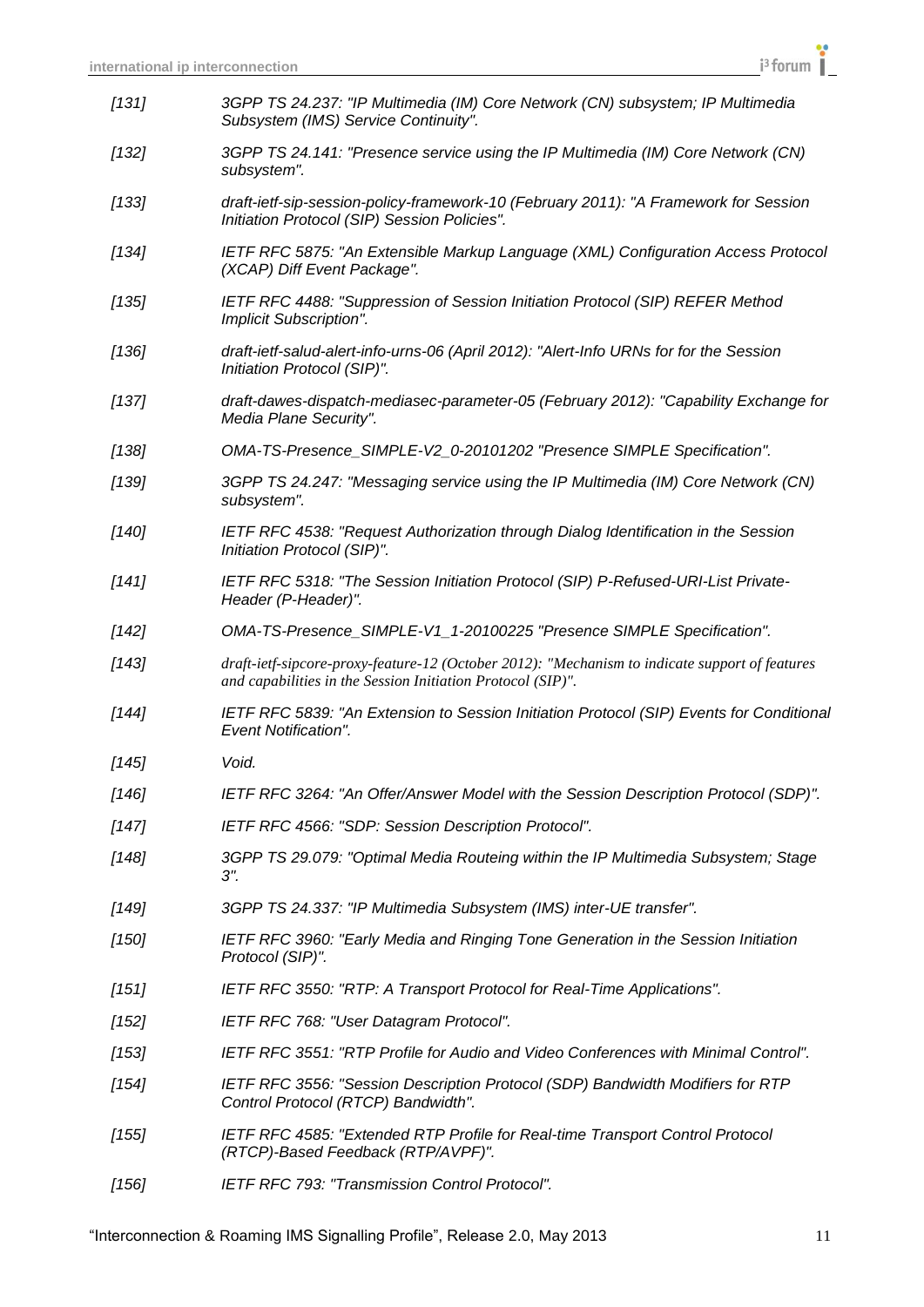*[131]* *3GPP TS 24.237: "IP Multimedia (IM) Core Network (CN) subsystem; IP Multimedia Subsystem (IMS) Service Continuity".*

*[132]* *3GPP TS 24.141: "Presence service using the IP Multimedia (IM) Core Network (CN) subsystem".*

*[133]* *draft-ietf-sip-session-policy-framework-10 (February 2011): "A Framework for Session Initiation Protocol (SIP) Session Policies".*

*[134]* *IETF RFC 5875: "An Extensible Markup Language (XML) Configuration Access Protocol (XCAP) Diff Event Package".*

*[135]* *IETF RFC 4488: "Suppression of Session Initiation Protocol (SIP) REFER Method Implicit Subscription".*

*[136]* *draft-ietf-salud-alert-info-urns-06 (April 2012): "Alert-Info URNs for for the Session Initiation Protocol (SIP)".*

*[137]* *draft-dawes-dispatch-mediasec-parameter-05 (February 2012): "Capability Exchange for Media Plane Security".*

*[138]* *OMA-TS-Presence_SIMPLE-V2_0-20101202 "Presence SIMPLE Specification".*

*[139]* *3GPP TS 24.247: "Messaging service using the IP Multimedia (IM) Core Network (CN) subsystem".*

*[140]* *IETF RFC 4538: "Request Authorization through Dialog Identification in the Session Initiation Protocol (SIP)".*

*[141]* *IETF RFC 5318: "The Session Initiation Protocol (SIP) P-Refused-URI-List Private-Header (P-Header)".*

*[142]* *OMA-TS-Presence_SIMPLE-V1_1-20100225 "Presence SIMPLE Specification".*

*[143]* *draft-ietf-sipcore-proxy-feature-12 (October 2012): "Mechanism to indicate support of features and capabilities in the Session Initiation Protocol (SIP)".*

*[144]* *IETF RFC 5839: "An Extension to Session Initiation Protocol (SIP) Events for Conditional Event Notification".*

*[145]* *Void.*

*[146]* *IETF RFC 3264: "An Offer/Answer Model with the Session Description Protocol (SDP)".*

*[147]* *IETF RFC 4566: "SDP: Session Description Protocol".*

*[148]* *3GPP TS 29.079: "Optimal Media Routeing within the IP Multimedia Subsystem; Stage 3".*

*[149]* *3GPP TS 24.337: "IP Multimedia Subsystem (IMS) inter-UE transfer".*

*[150]* *IETF RFC 3960: "Early Media and Ringing Tone Generation in the Session Initiation Protocol (SIP)".*

*[151]* *IETF RFC 3550: "RTP: A Transport Protocol for Real-Time Applications".*

*[152]* *IETF RFC 768: "User Datagram Protocol".*

*[153]* *IETF RFC 3551: "RTP Profile for Audio and Video Conferences with Minimal Control".*

*[154]* *IETF RFC 3556: "Session Description Protocol (SDP) Bandwidth Modifiers for RTP Control Protocol (RTCP) Bandwidth".*

*[155]* *IETF RFC 4585: "Extended RTP Profile for Real-time Transport Control Protocol (RTCP)-Based Feedback (RTP/AVPF)".*

*[156]* *IETF RFC 793: "Transmission Control Protocol".*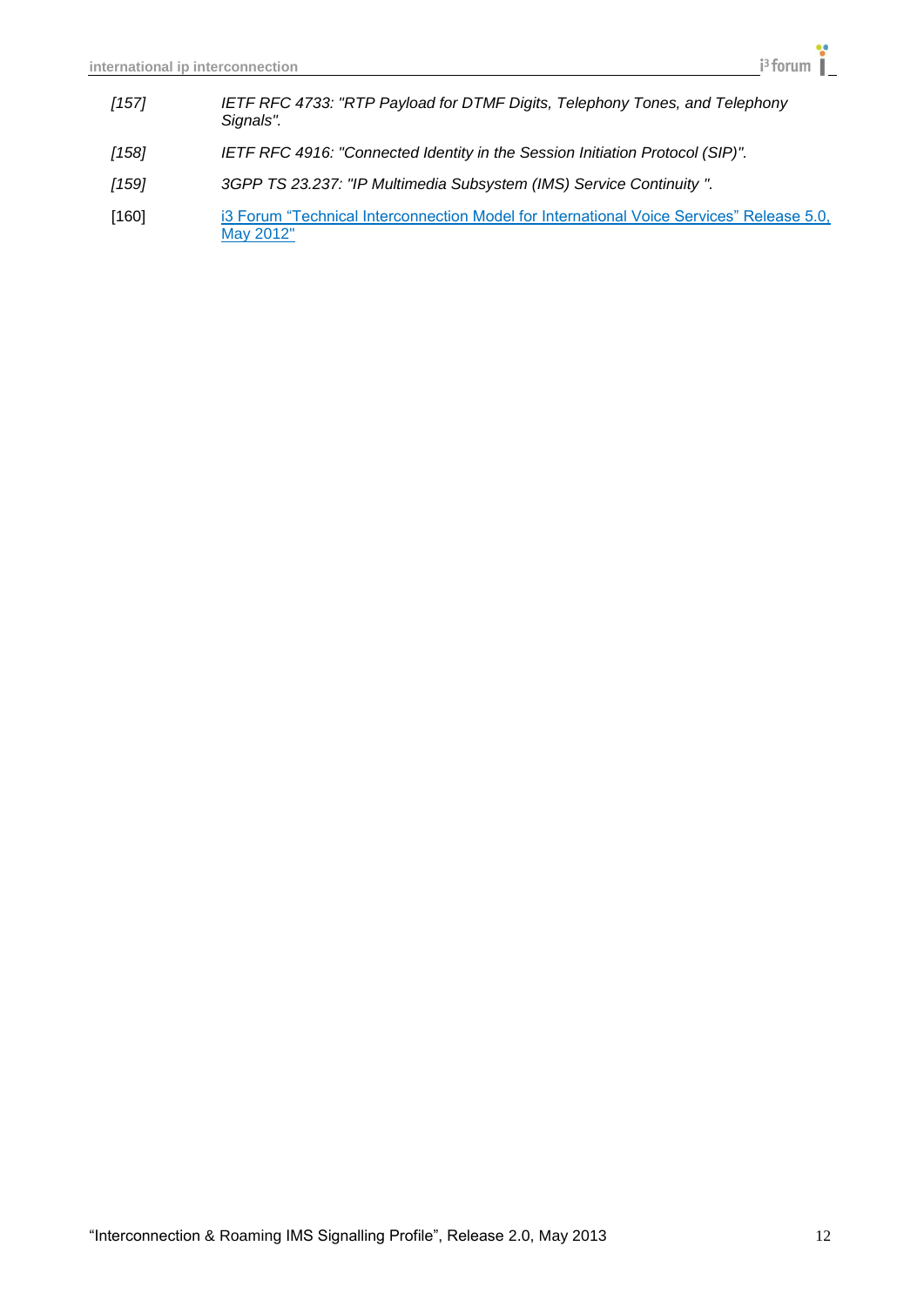*[157]* *IETF RFC 4733: "RTP Payload for DTMF Digits, Telephony Tones, and Telephony Signals".*

*[158]* *IETF RFC 4916: "Connected Identity in the Session Initiation Protocol (SIP)".*

*[159]* *3GPP TS 23.237: "IP Multimedia Subsystem (IMS) Service Continuity ".*

[160] i3 Forum “Technical Interconnection Model for International Voice Services” Release 5.0, May 2012"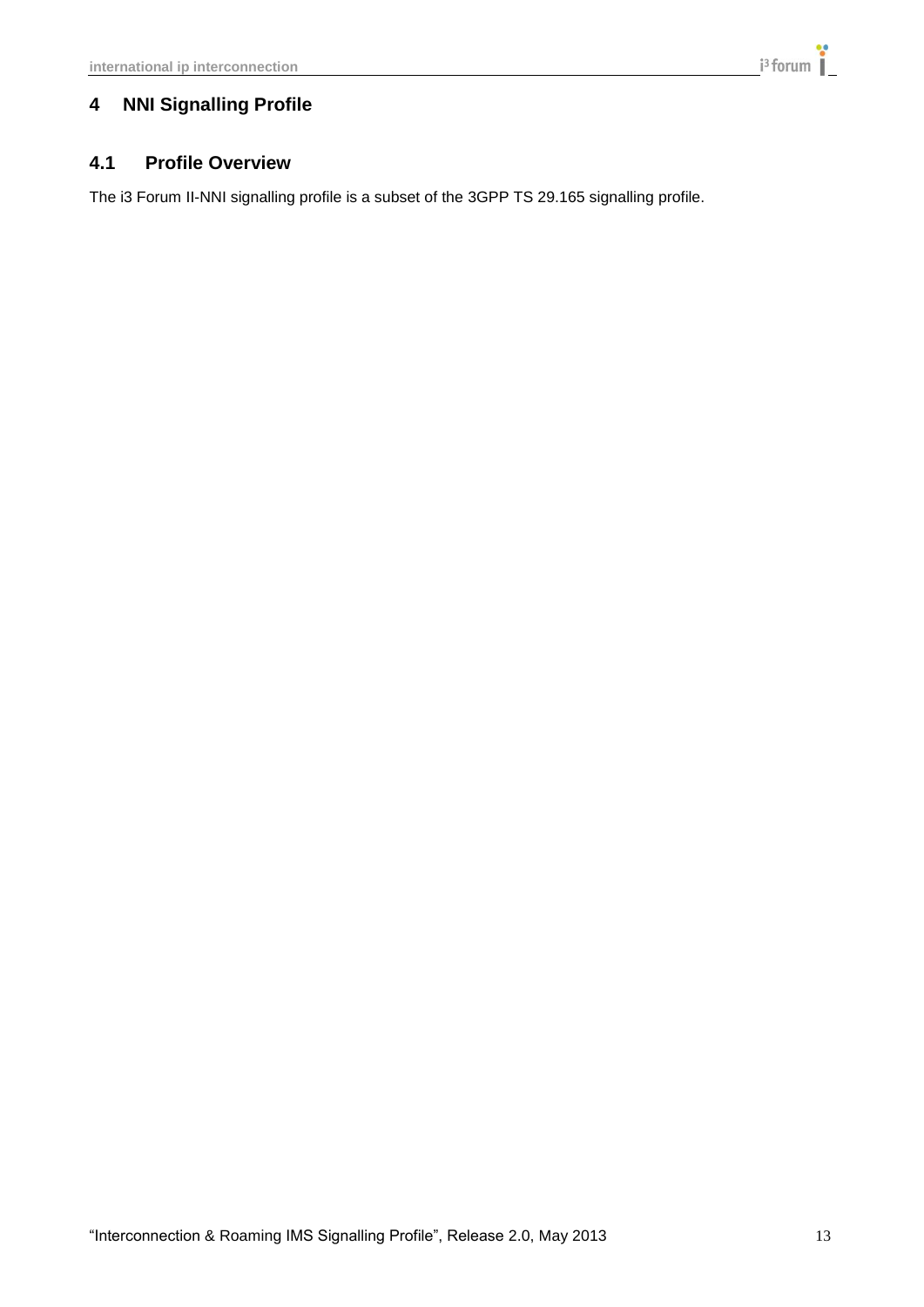# 4 NNI Signalling Profile

## 4.1 Profile Overview

The i3 Forum II-NNI signalling profile is a subset of the 3GPP TS 29.165 signalling profile.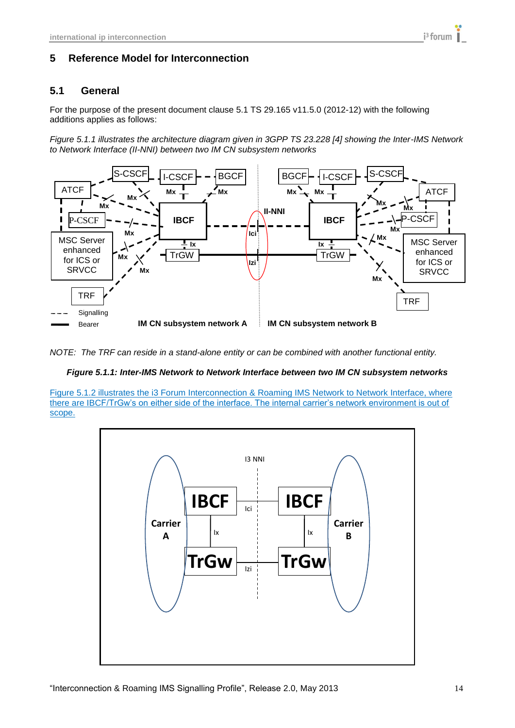# 5 Reference Model for Interconnection

## 5.1 General

For the purpose of the present document clause 5.1 TS 29.165 v11.5.0 (2012-12) with the following additions applies as follows:

*Figure 5.1.1 illustrates the architecture diagram given in 3GPP TS 23.228 [4] showing the Inter-IMS Network to Network Interface (II-NNI) between two IM CN subsystem networks*

*NOTE: The TRF can reside in a stand-alone entity or can be combined with another functional entity.*

***Figure 5.1.1: Inter-IMS Network to Network Interface between two IM CN subsystem networks***

Figure 5.1.2 illustrates the i3 Forum Interconnection & Roaming IMS Network to Network Interface, where there are IBCF/TrGw's on either side of the interface. The internal carrier's network environment is out of scope.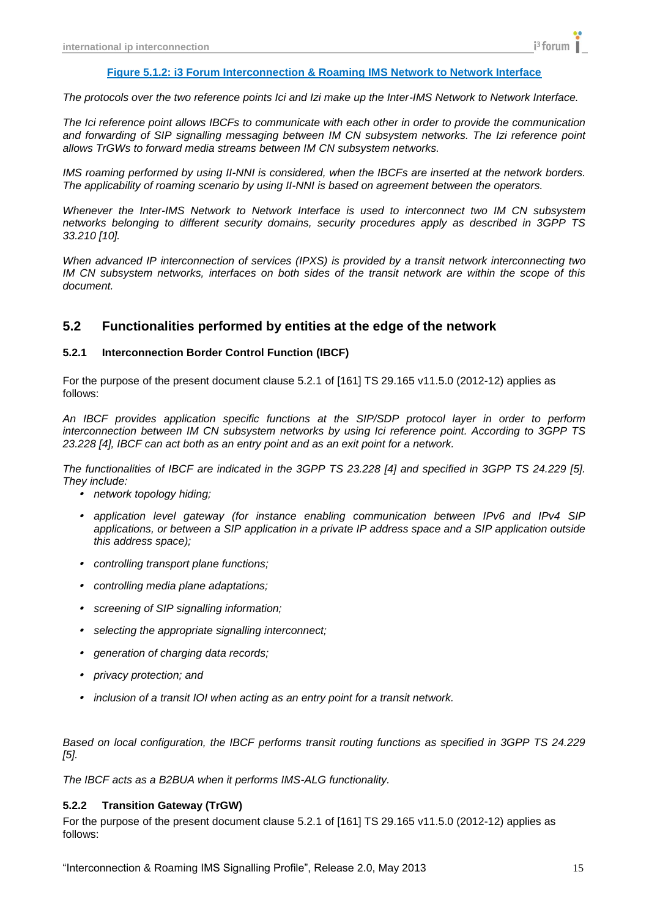**Figure 5.1.2: i3 Forum Interconnection & Roaming IMS Network to Network Interface**

*The protocols over the two reference points Ici and Izi make up the Inter-IMS Network to Network Interface.*

*The Ici reference point allows IBCFs to communicate with each other in order to provide the communication and forwarding of SIP signalling messaging between IM CN subsystem networks. The Izi reference point allows TrGWs to forward media streams between IM CN subsystem networks.*

*IMS roaming performed by using II-NNI is considered, when the IBCFs are inserted at the network borders. The applicability of roaming scenario by using II-NNI is based on agreement between the operators.*

*Whenever the Inter-IMS Network to Network Interface is used to interconnect two IM CN subsystem networks belonging to different security domains, security procedures apply as described in 3GPP TS 33.210 [10].*

*When advanced IP interconnection of services (IPXS) is provided by a transit network interconnecting two IM CN subsystem networks, interfaces on both sides of the transit network are within the scope of this document.*

## 5.2 Functionalities performed by entities at the edge of the network

### 5.2.1 Interconnection Border Control Function (IBCF)

For the purpose of the present document clause 5.2.1 of [161] TS 29.165 v11.5.0 (2012-12) applies as follows:

*An IBCF provides application specific functions at the SIP/SDP protocol layer in order to perform interconnection between IM CN subsystem networks by using Ici reference point. According to 3GPP TS 23.228 [4], IBCF can act both as an entry point and as an exit point for a network.*

*The functionalities of IBCF are indicated in the 3GPP TS 23.228 [4] and specified in 3GPP TS 24.229 [5]. They include:*

- *network topology hiding;*
- *application level gateway (for instance enabling communication between IPv6 and IPv4 SIP applications, or between a SIP application in a private IP address space and a SIP application outside this address space);*
- *controlling transport plane functions;*
- *controlling media plane adaptations;*
- *screening of SIP signalling information;*
- *selecting the appropriate signalling interconnect;*
- *generation of charging data records;*
- *privacy protection; and*
- *inclusion of a transit IOI when acting as an entry point for a transit network.*

*Based on local configuration, the IBCF performs transit routing functions as specified in 3GPP TS 24.229 [5].*

*The IBCF acts as a B2BUA when it performs IMS-ALG functionality.*

### 5.2.2 Transition Gateway (TrGW)

For the purpose of the present document clause 5.2.1 of [161] TS 29.165 v11.5.0 (2012-12) applies as follows: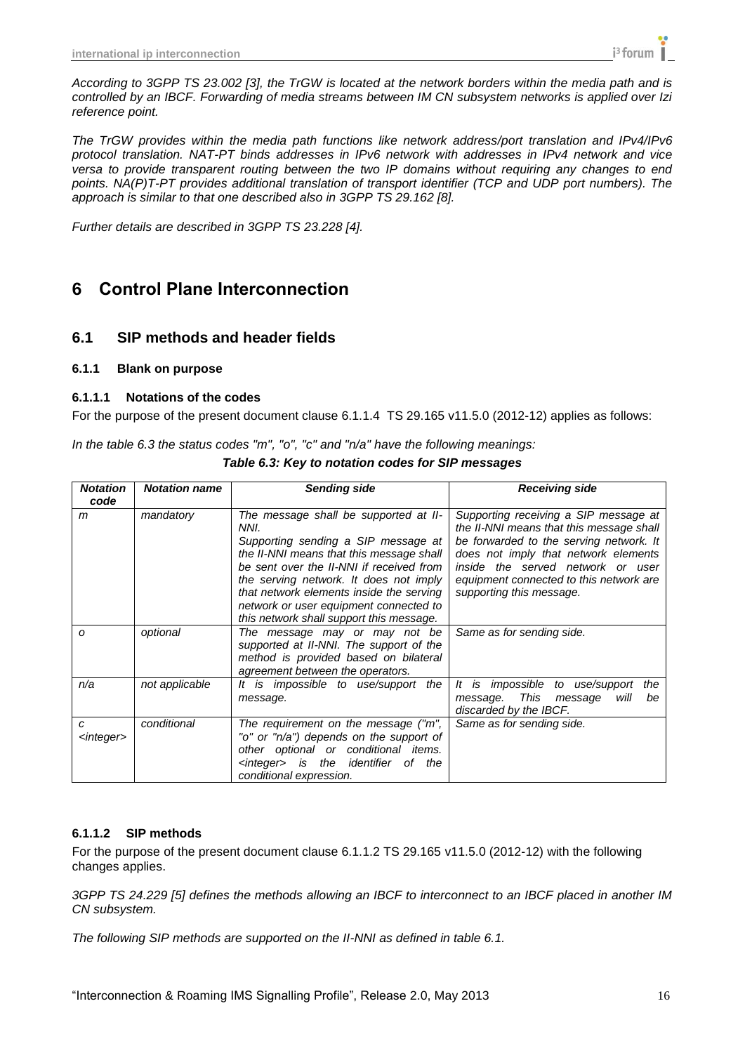*According to 3GPP TS 23.002 [3], the TrGW is located at the network borders within the media path and is controlled by an IBCF. Forwarding of media streams between IM CN subsystem networks is applied over Izi reference point.*

*The TrGW provides within the media path functions like network address/port translation and IPv4/IPv6 protocol translation. NAT-PT binds addresses in IPv6 network with addresses in IPv4 network and vice versa to provide transparent routing between the two IP domains without requiring any changes to end points. NA(P)T-PT provides additional translation of transport identifier (TCP and UDP port numbers). The approach is similar to that one described also in 3GPP TS 29.162 [8].*

*Further details are described in 3GPP TS 23.228 [4].*

# 6 Control Plane Interconnection

## 6.1 SIP methods and header fields

### 6.1.1 Blank on purpose

#### 6.1.1.1 Notations of the codes

For the purpose of the present document clause 6.1.1.4 TS 29.165 v11.5.0 (2012-12) applies as follows:

*In the table 6.3 the status codes "m", "o", "c" and "n/a" have the following meanings:*

***Table 6.3: Key to notation codes for SIP messages***

| *Notation code* | *Notation name* | *Sending side* | *Receiving side* |
|---|---|---|---|
| *m* | *mandatory* | *The message shall be supported at II-NNI. Supporting sending a SIP message at the II-NNI means that this message shall be sent over the II-NNI if received from the serving network. It does not imply that network elements inside the serving network or user equipment connected to this network shall support this message.* | *Supporting receiving a SIP message at the II-NNI means that this message shall be forwarded to the serving network. It does not imply that network elements inside the served network or user equipment connected to this network are supporting this message.* |
| *o* | *optional* | *The message may or may not be supported at II-NNI. The support of the method is provided based on bilateral agreement between the operators.* | *Same as for sending side.* |
| *n/a* | *not applicable* | *It is impossible to use/support the message.* | *It is impossible to use/support the message. This message will be discarded by the IBCF.* |
| *c <integer>* | *conditional* | *The requirement on the message ("m", "o" or "n/a") depends on the support of other optional or conditional items. <integer> is the identifier of the conditional expression.* | *Same as for sending side.* |

#### 6.1.1.2 SIP methods

For the purpose of the present document clause 6.1.1.2 TS 29.165 v11.5.0 (2012-12) with the following changes applies.

*3GPP TS 24.229 [5] defines the methods allowing an IBCF to interconnect to an IBCF placed in another IM CN subsystem.*

*The following SIP methods are supported on the II-NNI as defined in table 6.1.*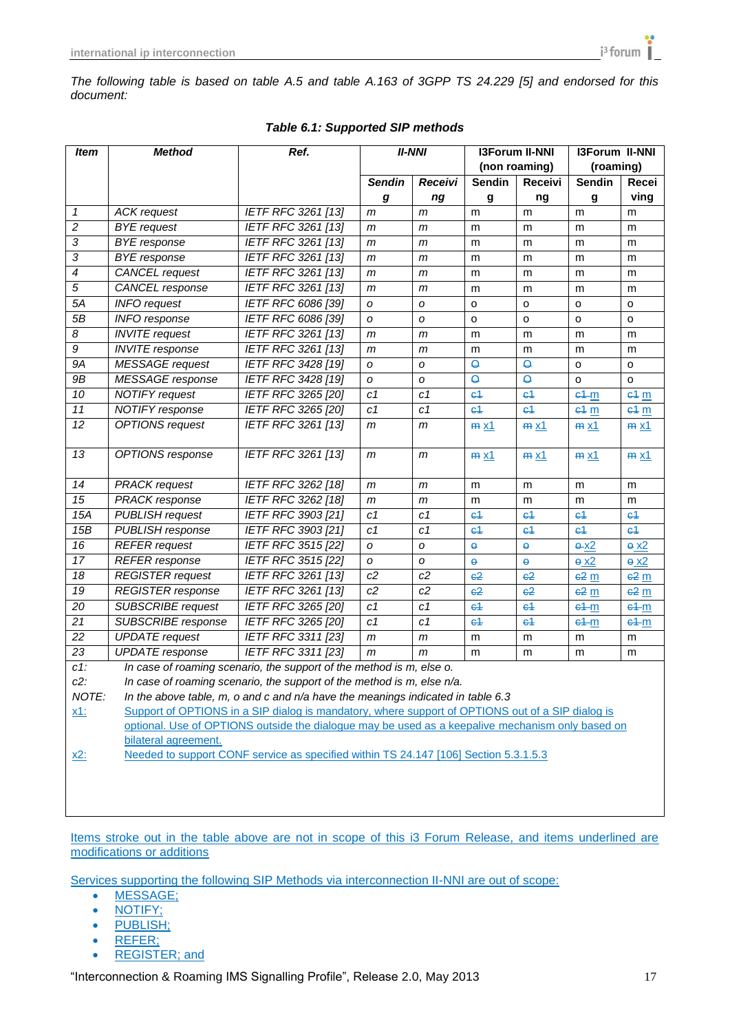The following table is based on table A.5 and table A.163 of 3GPP TS 24.229 [5] and endorsed for this document:

**Table 6.1: Supported SIP methods**

| Item | Method | Ref. | II-NNI | | I3Forum II-NNI (non roaming) | | I3Forum II-NNI (roaming) | |
|---|---|---|---|---|---|---|---|---|
| | | | Sending | Receiving | Sending | Receiving | Sending | Receiving |
| 1 | ACK request | IETF RFC 3261 [13] | m | m | m | m | m | m |
| 2 | BYE request | IETF RFC 3261 [13] | m | m | m | m | m | m |
| 3 | BYE response | IETF RFC 3261 [13] | m | m | m | m | m | m |
| 3 | BYE response | IETF RFC 3261 [13] | m | m | m | m | m | m |
| 4 | CANCEL request | IETF RFC 3261 [13] | m | m | m | m | m | m |
| 5 | CANCEL response | IETF RFC 3261 [13] | m | m | m | m | m | m |
| 5A | INFO request | IETF RFC 6086 [39] | o | o | o | o | o | o |
| 5B | INFO response | IETF RFC 6086 [39] | o | o | o | o | o | o |
| 8 | INVITE request | IETF RFC 3261 [13] | m | m | m | m | m | m |
| 9 | INVITE response | IETF RFC 3261 [13] | m | m | m | m | m | m |
| 9A | MESSAGE request | IETF RFC 3428 [19] | o | o | ~~O~~ | ~~O~~ | o | o |
| 9B | MESSAGE response | IETF RFC 3428 [19] | o | o | ~~O~~ | ~~O~~ | o | o |
| 10 | NOTIFY request | IETF RFC 3265 [20] | c1 | c1 | ~~c1~~ | ~~c1~~ | ~~c1~~ m | ~~c1~~ m |
| 11 | NOTIFY response | IETF RFC 3265 [20] | c1 | c1 | ~~c1~~ | ~~c1~~ | ~~c1~~ m | ~~c1~~ m |
| 12 | OPTIONS request | IETF RFC 3261 [13] | m | m | ~~m~~ x1 | ~~m~~ x1 | ~~m~~ x1 | ~~m~~ x1 |
| 13 | OPTIONS response | IETF RFC 3261 [13] | m | m | ~~m~~ x1 | ~~m~~ x1 | ~~m~~ x1 | ~~m~~ x1 |
| 14 | PRACK request | IETF RFC 3262 [18] | m | m | m | m | m | m |
| 15 | PRACK response | IETF RFC 3262 [18] | m | m | m | m | m | m |
| 15A | PUBLISH request | IETF RFC 3903 [21] | c1 | c1 | ~~c1~~ | ~~c1~~ | ~~c1~~ | ~~c1~~ |
| 15B | PUBLISH response | IETF RFC 3903 [21] | c1 | c1 | ~~c1~~ | ~~c1~~ | ~~c1~~ | ~~c1~~ |
| 16 | REFER request | IETF RFC 3515 [22] | o | o | ~~o~~ | ~~o~~ | ~~o~~ x2 | ~~o~~ x2 |
| 17 | REFER response | IETF RFC 3515 [22] | o | o | ~~o~~ | ~~o~~ | ~~o~~ x2 | ~~o~~ x2 |
| 18 | REGISTER request | IETF RFC 3261 [13] | c2 | c2 | ~~c2~~ | ~~c2~~ | ~~c2~~ m | ~~c2~~ m |
| 19 | REGISTER response | IETF RFC 3261 [13] | c2 | c2 | ~~c2~~ | ~~c2~~ | ~~c2~~ m | ~~c2~~ m |
| 20 | SUBSCRIBE request | IETF RFC 3265 [20] | c1 | c1 | ~~c1~~ | ~~c1~~ | ~~c1~~ m | ~~c1~~ m |
| 21 | SUBSCRIBE response | IETF RFC 3265 [20] | c1 | c1 | ~~c1~~ | ~~c1~~ | ~~c1~~ m | ~~c1~~ m |
| 22 | UPDATE request | IETF RFC 3311 [23] | m | m | m | m | m | m |
| 23 | UPDATE response | IETF RFC 3311 [23] | m | m | m | m | m | m |

c1: In case of roaming scenario, the support of the method is m, else o.

c2: In case of roaming scenario, the support of the method is m, else n/a.

NOTE: In the above table, m, o and c and n/a have the meanings indicated in table 6.3

x1: Support of OPTIONS in a SIP dialog is mandatory, where support of OPTIONS out of a SIP dialog is optional. Use of OPTIONS outside the dialogue may be used as a keepalive mechanism only based on bilateral agreement.

x2: Needed to support CONF service as specified within TS 24.147 [106] Section 5.3.1.5.3

Items stroke out in the table above are not in scope of this i3 Forum Release, and items underlined are modifications or additions

Services supporting the following SIP Methods via interconnection II-NNI are out of scope:

- MESSAGE;
- NOTIFY;
- PUBLISH;
- REFER;
- REGISTER; and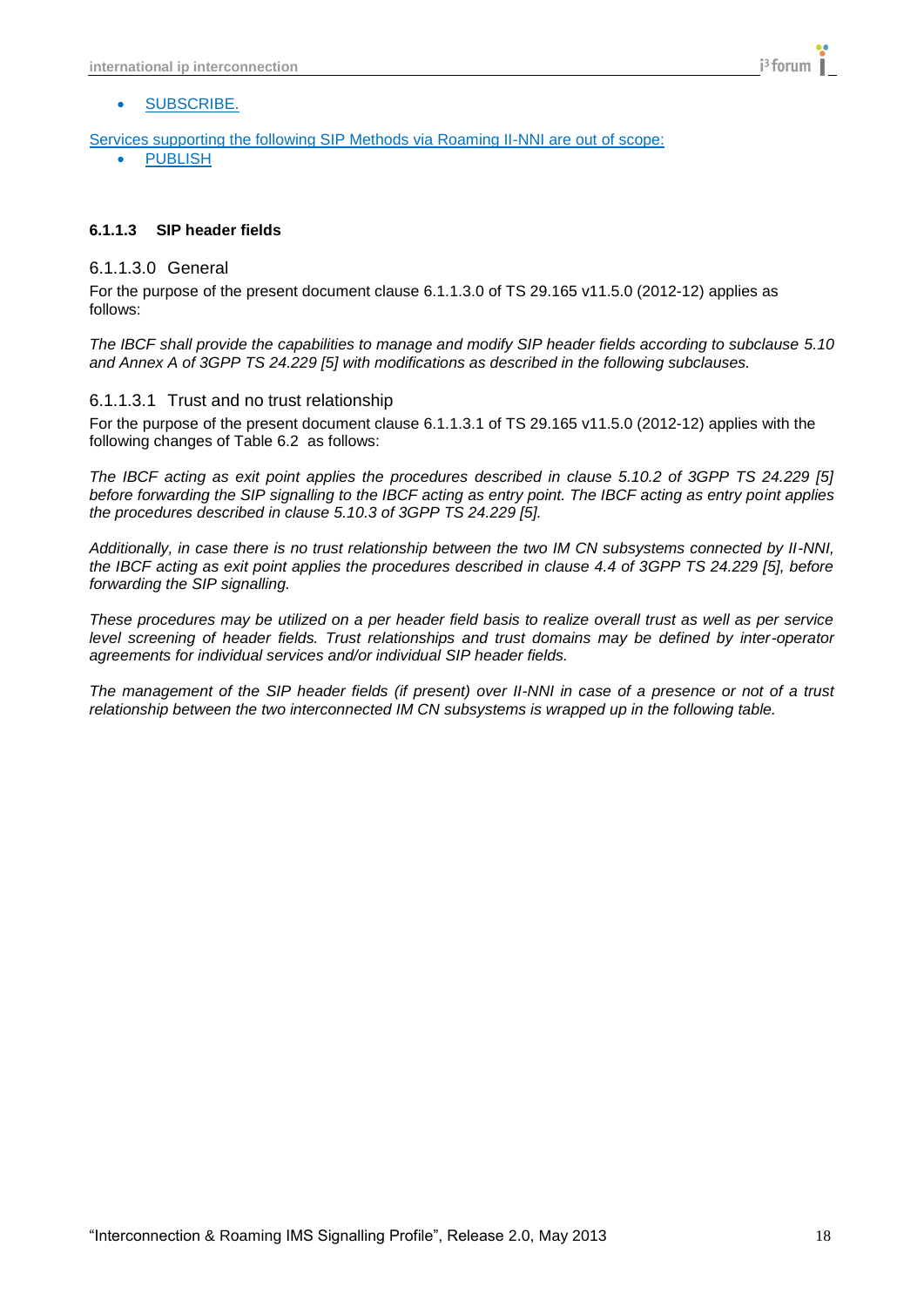- SUBSCRIBE.

Services supporting the following SIP Methods via Roaming II-NNI are out of scope:

- PUBLISH

#### 6.1.1.3 SIP header fields

##### 6.1.1.3.0 General

For the purpose of the present document clause 6.1.1.3.0 of TS 29.165 v11.5.0 (2012-12) applies as follows:

*The IBCF shall provide the capabilities to manage and modify SIP header fields according to subclause 5.10 and Annex A of 3GPP TS 24.229 [5] with modifications as described in the following subclauses.*

##### 6.1.1.3.1 Trust and no trust relationship

For the purpose of the present document clause 6.1.1.3.1 of TS 29.165 v11.5.0 (2012-12) applies with the following changes of Table 6.2 as follows:

*The IBCF acting as exit point applies the procedures described in clause 5.10.2 of 3GPP TS 24.229 [5] before forwarding the SIP signalling to the IBCF acting as entry point. The IBCF acting as entry point applies the procedures described in clause 5.10.3 of 3GPP TS 24.229 [5].*

*Additionally, in case there is no trust relationship between the two IM CN subsystems connected by II-NNI, the IBCF acting as exit point applies the procedures described in clause 4.4 of 3GPP TS 24.229 [5], before forwarding the SIP signalling.*

*These procedures may be utilized on a per header field basis to realize overall trust as well as per service level screening of header fields. Trust relationships and trust domains may be defined by inter-operator agreements for individual services and/or individual SIP header fields.*

*The management of the SIP header fields (if present) over II-NNI in case of a presence or not of a trust relationship between the two interconnected IM CN subsystems is wrapped up in the following table.*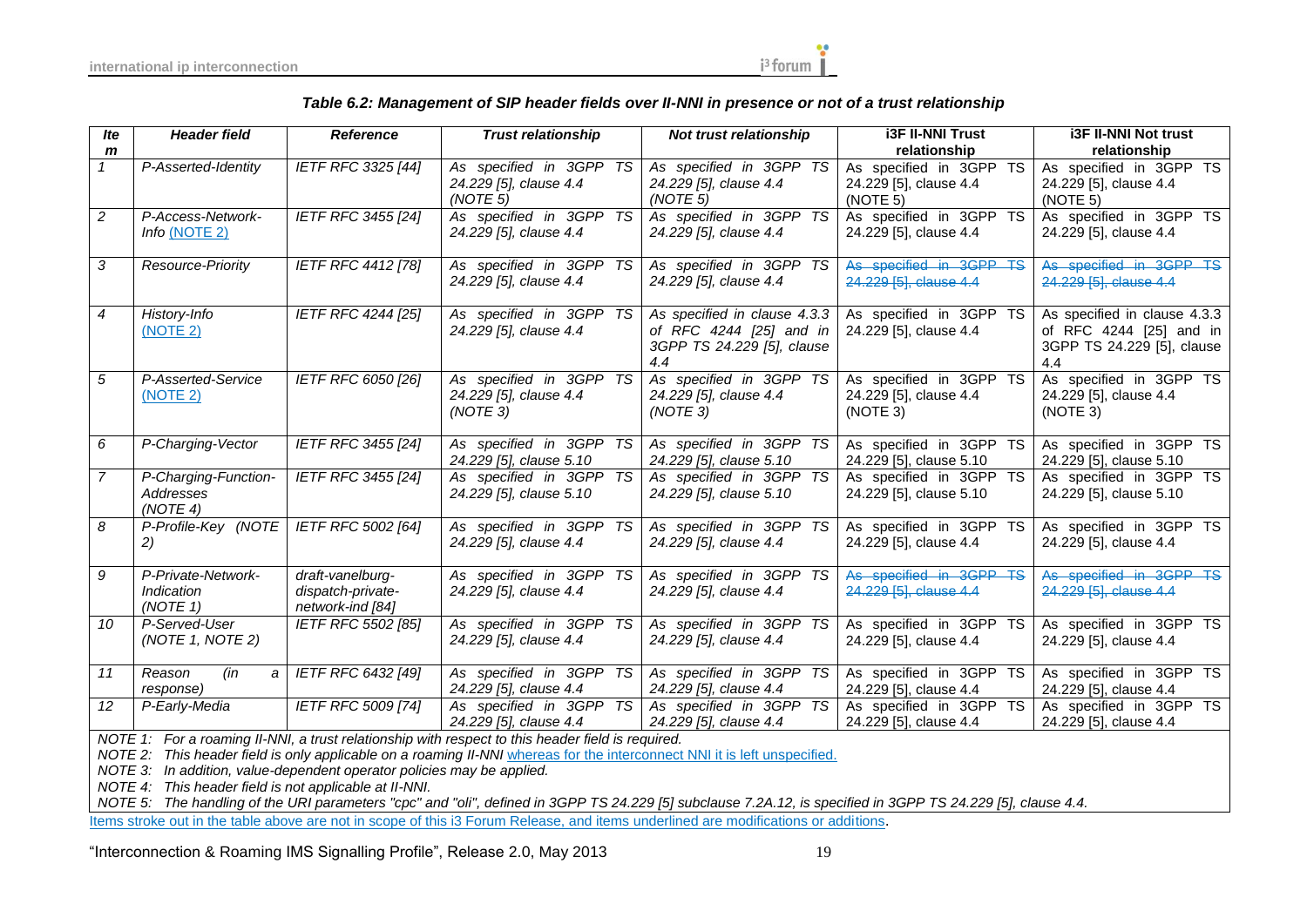***Table 6.2: Management of SIP header fields over II-NNI in presence or not of a trust relationship***

| *Item* | *Header field* | *Reference* | *Trust relationship* | *Not trust relationship* | **i3F II-NNI Trust relationship** | **i3F II-NNI Not trust relationship** |
|---|---|---|---|---|---|---|
| *1* | *P-Asserted-Identity* | *IETF RFC 3325 [44]* | *As specified in 3GPP TS 24.229 [5], clause 4.4 (NOTE 5)* | *As specified in 3GPP TS 24.229 [5], clause 4.4 (NOTE 5)* | As specified in 3GPP TS 24.229 [5], clause 4.4 (NOTE 5) | As specified in 3GPP TS 24.229 [5], clause 4.4 (NOTE 5) |
| *2* | *P-Access-Network-Info* <u>(NOTE 2)</u> | *IETF RFC 3455 [24]* | *As specified in 3GPP TS 24.229 [5], clause 4.4* | *As specified in 3GPP TS 24.229 [5], clause 4.4* | As specified in 3GPP TS 24.229 [5], clause 4.4 | As specified in 3GPP TS 24.229 [5], clause 4.4 |
| *3* | *Resource-Priority* | *IETF RFC 4412 [78]* | *As specified in 3GPP TS 24.229 [5], clause 4.4* | *As specified in 3GPP TS 24.229 [5], clause 4.4* | ~~As specified in 3GPP TS 24.229 [5], clause 4.4~~ | ~~As specified in 3GPP TS 24.229 [5], clause 4.4~~ |
| *4* | *History-Info* <u>(NOTE 2)</u> | *IETF RFC 4244 [25]* | *As specified in 3GPP TS 24.229 [5], clause 4.4* | *As specified in clause 4.3.3 of RFC 4244 [25] and in 3GPP TS 24.229 [5], clause 4.4* | As specified in 3GPP TS 24.229 [5], clause 4.4 | As specified in clause 4.3.3 of RFC 4244 [25] and in 3GPP TS 24.229 [5], clause 4.4 |
| *5* | *P-Asserted-Service* <u>(NOTE 2)</u> | *IETF RFC 6050 [26]* | *As specified in 3GPP TS 24.229 [5], clause 4.4 (NOTE 3)* | *As specified in 3GPP TS 24.229 [5], clause 4.4 (NOTE 3)* | As specified in 3GPP TS 24.229 [5], clause 4.4 (NOTE 3) | As specified in 3GPP TS 24.229 [5], clause 4.4 (NOTE 3) |
| *6* | *P-Charging-Vector* | *IETF RFC 3455 [24]* | *As specified in 3GPP TS 24.229 [5], clause 5.10* | *As specified in 3GPP TS 24.229 [5], clause 5.10* | As specified in 3GPP TS 24.229 [5], clause 5.10 | As specified in 3GPP TS 24.229 [5], clause 5.10 |
| *7* | *P-Charging-Function-Addresses (NOTE 4)* | *IETF RFC 3455 [24]* | *As specified in 3GPP TS 24.229 [5], clause 5.10* | *As specified in 3GPP TS 24.229 [5], clause 5.10* | As specified in 3GPP TS 24.229 [5], clause 5.10 | As specified in 3GPP TS 24.229 [5], clause 5.10 |
| *8* | *P-Profile-Key (NOTE 2)* | *IETF RFC 5002 [64]* | *As specified in 3GPP TS 24.229 [5], clause 4.4* | *As specified in 3GPP TS 24.229 [5], clause 4.4* | As specified in 3GPP TS 24.229 [5], clause 4.4 | As specified in 3GPP TS 24.229 [5], clause 4.4 |
| *9* | *P-Private-Network-Indication (NOTE 1)* | *draft-vanelburg-dispatch-private-network-ind [84]* | *As specified in 3GPP TS 24.229 [5], clause 4.4* | *As specified in 3GPP TS 24.229 [5], clause 4.4* | ~~As specified in 3GPP TS 24.229 [5], clause 4.4~~ | ~~As specified in 3GPP TS 24.229 [5], clause 4.4~~ |
| *10* | *P-Served-User (NOTE 1, NOTE 2)* | *IETF RFC 5502 [85]* | *As specified in 3GPP TS 24.229 [5], clause 4.4* | *As specified in 3GPP TS 24.229 [5], clause 4.4* | As specified in 3GPP TS 24.229 [5], clause 4.4 | As specified in 3GPP TS 24.229 [5], clause 4.4 |
| *11* | *Reason (in a response)* | *IETF RFC 6432 [49]* | *As specified in 3GPP TS 24.229 [5], clause 4.4* | *As specified in 3GPP TS 24.229 [5], clause 4.4* | As specified in 3GPP TS 24.229 [5], clause 4.4 | As specified in 3GPP TS 24.229 [5], clause 4.4 |
| *12* | *P-Early-Media* | *IETF RFC 5009 [74]* | *As specified in 3GPP TS 24.229 [5], clause 4.4* | *As specified in 3GPP TS 24.229 [5], clause 4.4* | As specified in 3GPP TS 24.229 [5], clause 4.4 | As specified in 3GPP TS 24.229 [5], clause 4.4 |

*NOTE 1: For a roaming II-NNI, a trust relationship with respect to this header field is required.*
*NOTE 2: This header field is only applicable on a roaming II-NNI* <u>whereas for the interconnect NNI it is left unspecified.</u>
*NOTE 3: In addition, value-dependent operator policies may be applied.*
*NOTE 4: This header field is not applicable at II-NNI.*
*NOTE 5: The handling of the URI parameters "cpc" and "oli", defined in 3GPP TS 24.229 [5] subclause 7.2A.12, is specified in 3GPP TS 24.229 [5], clause 4.4.*

<u>Items stroke out in the table above are not in scope of this i3 Forum Release, and items underlined are modifications or additions</u>.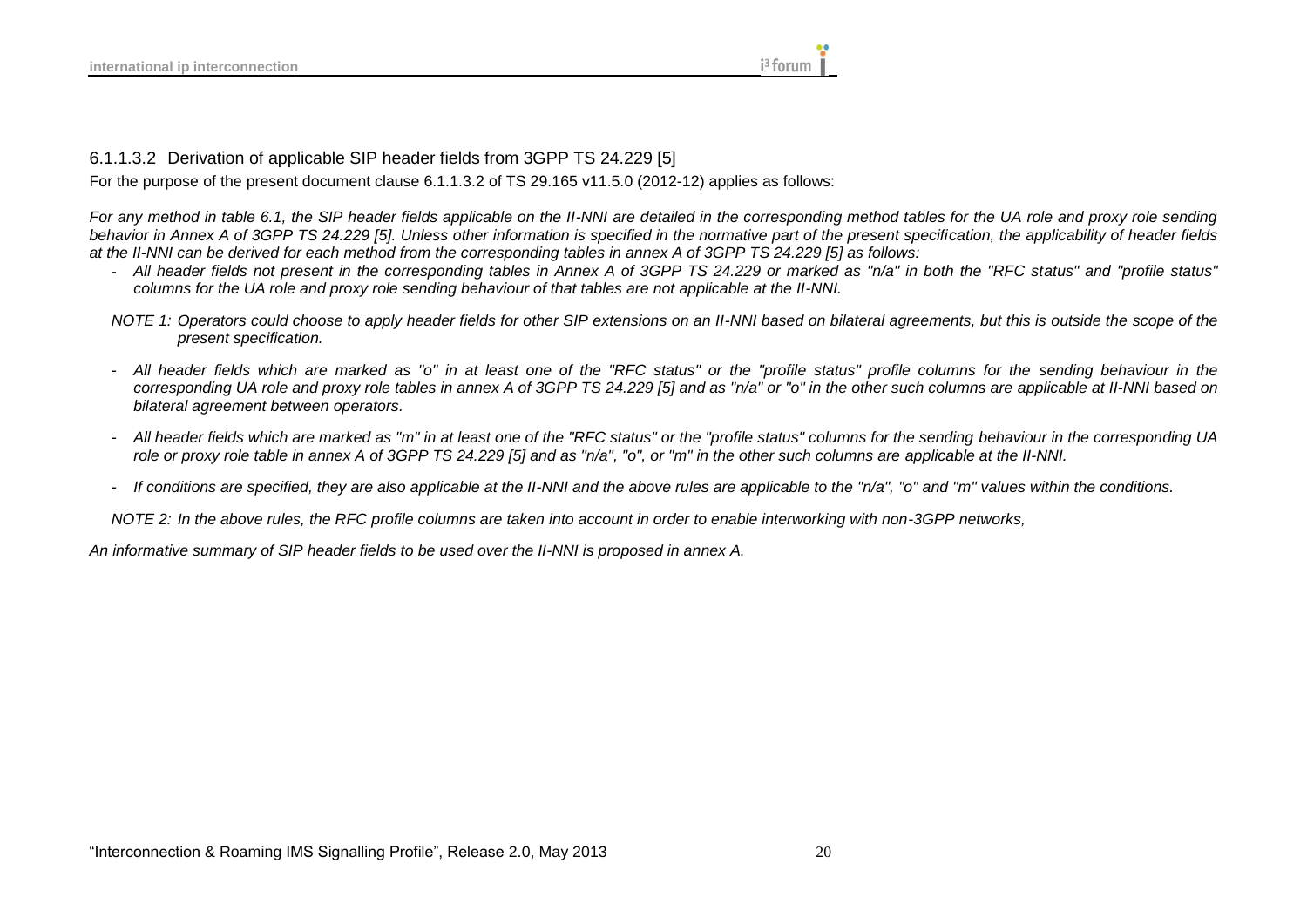#### 6.1.1.3.2 Derivation of applicable SIP header fields from 3GPP TS 24.229 [5]

For the purpose of the present document clause 6.1.1.3.2 of TS 29.165 v11.5.0 (2012-12) applies as follows:

*For any method in table 6.1, the SIP header fields applicable on the II-NNI are detailed in the corresponding method tables for the UA role and proxy role sending behavior in Annex A of 3GPP TS 24.229 [5]. Unless other information is specified in the normative part of the present specification, the applicability of header fields at the II-NNI can be derived for each method from the corresponding tables in annex A of 3GPP TS 24.229 [5] as follows:*

- *All header fields not present in the corresponding tables in Annex A of 3GPP TS 24.229 or marked as "n/a" in both the "RFC status" and "profile status" columns for the UA role and proxy role sending behaviour of that tables are not applicable at the II-NNI.*

*NOTE 1: Operators could choose to apply header fields for other SIP extensions on an II-NNI based on bilateral agreements, but this is outside the scope of the present specification.*

- *All header fields which are marked as "o" in at least one of the "RFC status" or the "profile status" profile columns for the sending behaviour in the corresponding UA role and proxy role tables in annex A of 3GPP TS 24.229 [5] and as "n/a" or "o" in the other such columns are applicable at II-NNI based on bilateral agreement between operators.*

- *All header fields which are marked as "m" in at least one of the "RFC status" or the "profile status" columns for the sending behaviour in the corresponding UA role or proxy role table in annex A of 3GPP TS 24.229 [5] and as "n/a", "o", or "m" in the other such columns are applicable at the II-NNI.*

- *If conditions are specified, they are also applicable at the II-NNI and the above rules are applicable to the "n/a", "o" and "m" values within the conditions.*

*NOTE 2: In the above rules, the RFC profile columns are taken into account in order to enable interworking with non-3GPP networks,*

*An informative summary of SIP header fields to be used over the II-NNI is proposed in annex A.*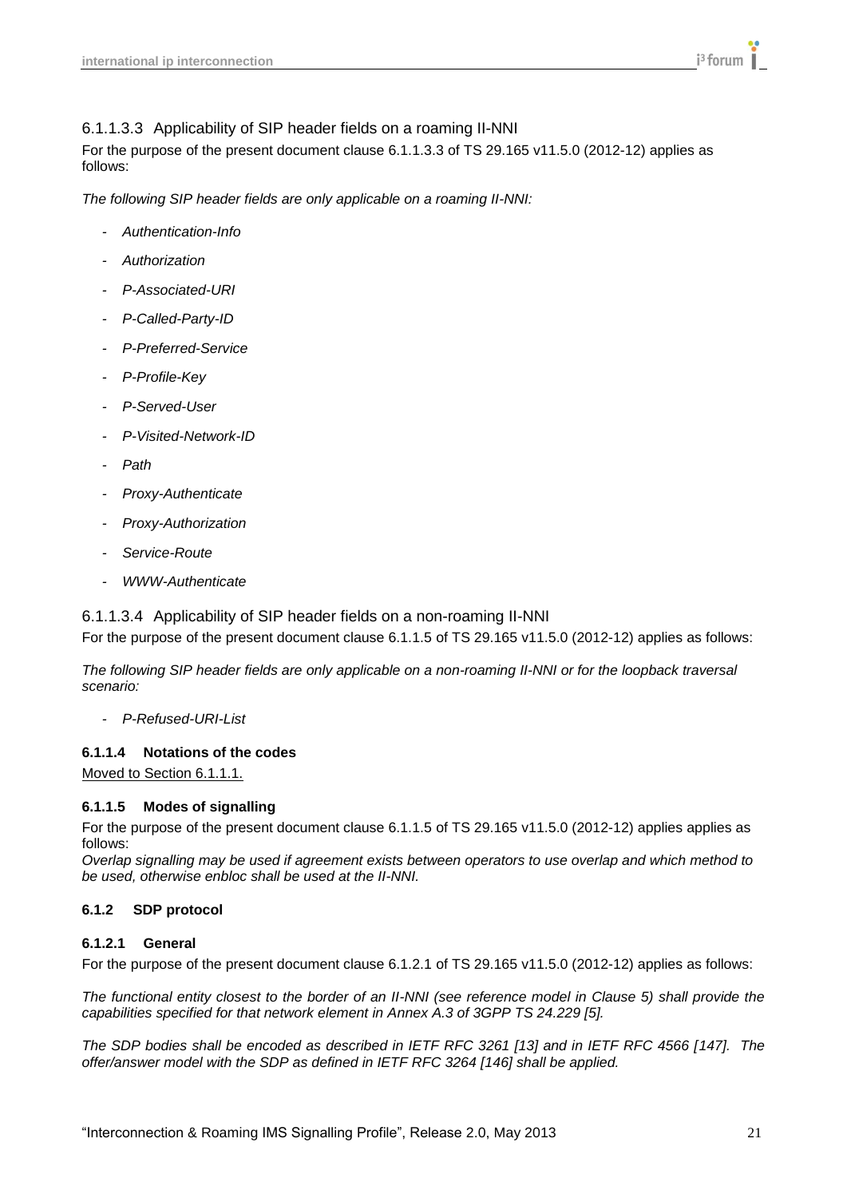#### 6.1.1.3.3 Applicability of SIP header fields on a roaming II-NNI

For the purpose of the present document clause 6.1.1.3.3 of TS 29.165 v11.5.0 (2012-12) applies as follows:

*The following SIP header fields are only applicable on a roaming II-NNI:*

- *Authentication-Info*
- *Authorization*
- *P-Associated-URI*
- *P-Called-Party-ID*
- *P-Preferred-Service*
- *P-Profile-Key*
- *P-Served-User*
- *P-Visited-Network-ID*
- *Path*
- *Proxy-Authenticate*
- *Proxy-Authorization*
- *Service-Route*
- *WWW-Authenticate*

#### 6.1.1.3.4 Applicability of SIP header fields on a non-roaming II-NNI

For the purpose of the present document clause 6.1.1.5 of TS 29.165 v11.5.0 (2012-12) applies as follows:

*The following SIP header fields are only applicable on a non-roaming II-NNI or for the loopback traversal scenario:*

- *P-Refused-URI-List*

### 6.1.1.4 Notations of the codes

Moved to Section 6.1.1.1.

### 6.1.1.5 Modes of signalling

For the purpose of the present document clause 6.1.1.5 of TS 29.165 v11.5.0 (2012-12) applies applies as follows:

*Overlap signalling may be used if agreement exists between operators to use overlap and which method to be used, otherwise enbloc shall be used at the II-NNI.*

## 6.1.2 SDP protocol

### 6.1.2.1 General

For the purpose of the present document clause 6.1.2.1 of TS 29.165 v11.5.0 (2012-12) applies as follows:

*The functional entity closest to the border of an II-NNI (see reference model in Clause 5) shall provide the capabilities specified for that network element in Annex A.3 of 3GPP TS 24.229 [5].*

*The SDP bodies shall be encoded as described in IETF RFC 3261 [13] and in IETF RFC 4566 [147]. The offer/answer model with the SDP as defined in IETF RFC 3264 [146] shall be applied.*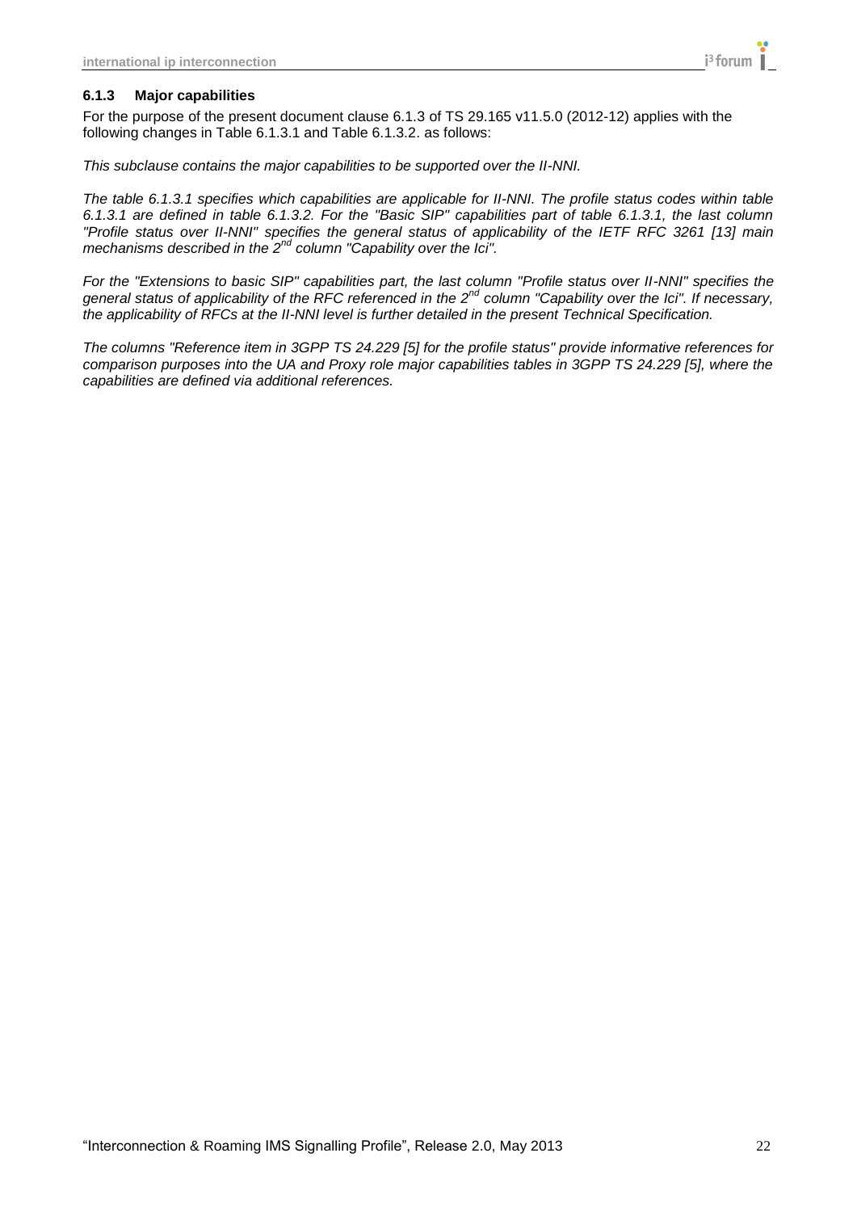### 6.1.3 Major capabilities

For the purpose of the present document clause 6.1.3 of TS 29.165 v11.5.0 (2012-12) applies with the following changes in Table 6.1.3.1 and Table 6.1.3.2. as follows:

*This subclause contains the major capabilities to be supported over the II-NNI.*

*The table 6.1.3.1 specifies which capabilities are applicable for II-NNI. The profile status codes within table 6.1.3.1 are defined in table 6.1.3.2. For the "Basic SIP" capabilities part of table 6.1.3.1, the last column "Profile status over II-NNI" specifies the general status of applicability of the IETF RFC 3261 [13] main mechanisms described in the 2nd column "Capability over the Ici".*

*For the "Extensions to basic SIP" capabilities part, the last column "Profile status over II-NNI" specifies the general status of applicability of the RFC referenced in the 2nd column "Capability over the Ici". If necessary, the applicability of RFCs at the II-NNI level is further detailed in the present Technical Specification.*

*The columns "Reference item in 3GPP TS 24.229 [5] for the profile status" provide informative references for comparison purposes into the UA and Proxy role major capabilities tables in 3GPP TS 24.229 [5], where the capabilities are defined via additional references.*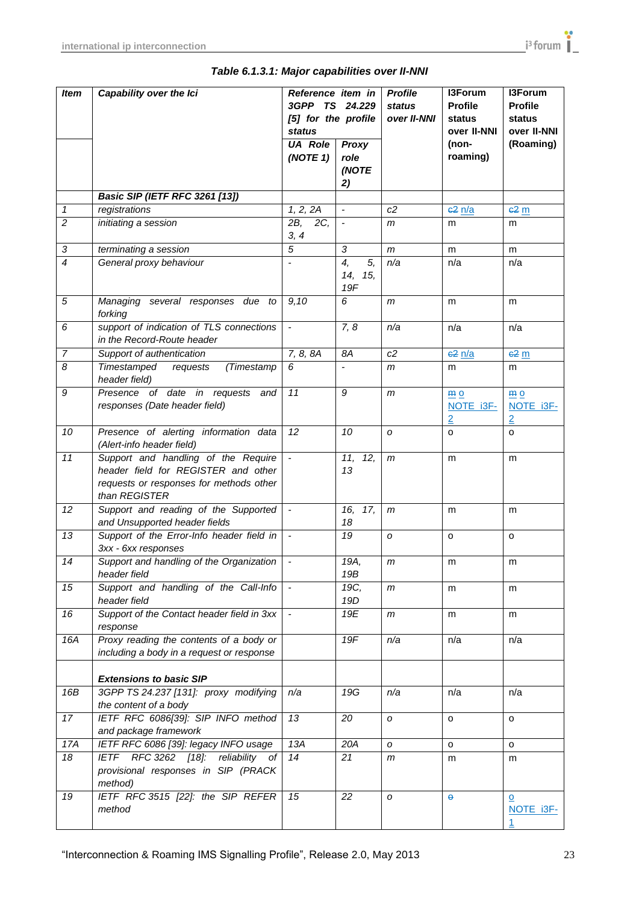**Table 6.1.3.1: Major capabilities over II-NNI**

| Item | Capability over the Ici | Reference item in 3GPP TS 24.229 [5] for the profile status | | Profile status over II-NNI | I3Forum Profile status over II-NNI (non-roaming) | I3Forum Profile status over II-NNI (Roaming) |
|---|---|---|---|---|---|---|
| | | UA Role (NOTE 1) | Proxy role (NOTE 2) | | | |
| | **Basic SIP (IETF RFC 3261 [13])** | | | | | |
| 1 | registrations | 1, 2, 2A | - | c2 | ~~c2~~ n/a | ~~c2~~ m |
| 2 | initiating a session | 2B, 2C, 3, 4 | - | m | m | m |
| 3 | terminating a session | 5 | 3 | m | m | m |
| 4 | General proxy behaviour | - | 4, 5, 14, 15, 19F | n/a | n/a | n/a |
| 5 | Managing several responses due to forking | 9,10 | 6 | m | m | m |
| 6 | support of indication of TLS connections in the Record-Route header | - | 7, 8 | n/a | n/a | n/a |
| 7 | Support of authentication | 7, 8, 8A | 8A | c2 | ~~c2~~ n/a | ~~c2~~ m |
| 8 | Timestamped requests (Timestamp header field) | 6 | - | m | m | m |
| 9 | Presence of date in requests and responses (Date header field) | 11 | 9 | m | ~~m~~ o NOTE i3F-2 | ~~m~~ o NOTE i3F-2 |
| 10 | Presence of alerting information data (Alert-info header field) | 12 | 10 | o | o | o |
| 11 | Support and handling of the Require header field for REGISTER and other requests or responses for methods other than REGISTER | - | 11, 12, 13 | m | m | m |
| 12 | Support and reading of the Supported and Unsupported header fields | - | 16, 17, 18 | m | m | m |
| 13 | Support of the Error-Info header field in 3xx - 6xx responses | - | 19 | o | o | o |
| 14 | Support and handling of the Organization header field | - | 19A, 19B | m | m | m |
| 15 | Support and handling of the Call-Info header field | - | 19C, 19D | m | m | m |
| 16 | Support of the Contact header field in 3xx response | - | 19E | m | m | m |
| 16A | Proxy reading the contents of a body or including a body in a request or response | | 19F | n/a | n/a | n/a |
| | **Extensions to basic SIP** | | | | | |
| 16B | 3GPP TS 24.237 [131]: proxy modifying the content of a body | n/a | 19G | n/a | n/a | n/a |
| 17 | IETF RFC 6086[39]: SIP INFO method and package framework | 13 | 20 | o | o | o |
| 17A | IETF RFC 6086 [39]: legacy INFO usage | 13A | 20A | o | o | o |
| 18 | IETF RFC 3262 [18]: reliability of provisional responses in SIP (PRACK method) | 14 | 21 | m | m | m |
| 19 | IETF RFC 3515 [22]: the SIP REFER method | 15 | 22 | o | ~~o~~ | o NOTE i3F-1 |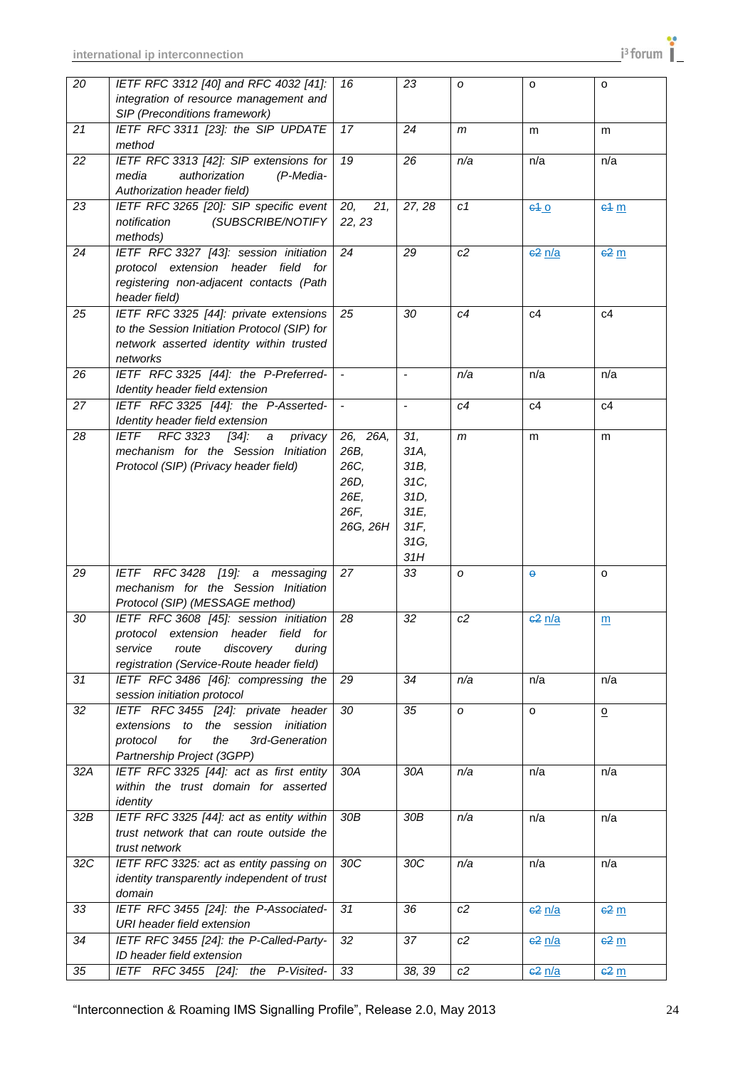| 20 | IETF RFC 3312 [40] and RFC 4032 [41]: integration of resource management and SIP (Preconditions framework) | 16 | 23 | o | o | o |
|---|---|---|---|---|---|---|
| 21 | IETF RFC 3311 [23]: the SIP UPDATE method | 17 | 24 | m | m | m |
| 22 | IETF RFC 3313 [42]: SIP extensions for media authorization (P-Media-Authorization header field) | 19 | 26 | n/a | n/a | n/a |
| 23 | IETF RFC 3265 [20]: SIP specific event notification (SUBSCRIBE/NOTIFY methods) | 20, 21, 22, 23 | 27, 28 | c1 | ~~c1~~ o | ~~c1~~ m |
| 24 | IETF RFC 3327 [43]: session initiation protocol extension header field for registering non-adjacent contacts (Path header field) | 24 | 29 | c2 | ~~c2~~ n/a | ~~c2~~ m |
| 25 | IETF RFC 3325 [44]: private extensions to the Session Initiation Protocol (SIP) for network asserted identity within trusted networks | 25 | 30 | c4 | c4 | c4 |
| 26 | IETF RFC 3325 [44]: the P-Preferred-Identity header field extension | - | - | n/a | n/a | n/a |
| 27 | IETF RFC 3325 [44]: the P-Asserted-Identity header field extension | - | - | c4 | c4 | c4 |
| 28 | IETF RFC 3323 [34]: a privacy mechanism for the Session Initiation Protocol (SIP) (Privacy header field) | 26, 26A, 26B, 26C, 26D, 26E, 26F, 26G, 26H | 31, 31A, 31B, 31C, 31D, 31E, 31F, 31G, 31H | m | m | m |
| 29 | IETF RFC 3428 [19]: a messaging mechanism for the Session Initiation Protocol (SIP) (MESSAGE method) | 27 | 33 | o | ~~o~~ | o |
| 30 | IETF RFC 3608 [45]: session initiation protocol extension header field for service route discovery during registration (Service-Route header field) | 28 | 32 | c2 | ~~c2~~ n/a | m |
| 31 | IETF RFC 3486 [46]: compressing the session initiation protocol | 29 | 34 | n/a | n/a | n/a |
| 32 | IETF RFC 3455 [24]: private header extensions to the session initiation protocol for the 3rd-Generation Partnership Project (3GPP) | 30 | 35 | o | o | o |
| 32A | IETF RFC 3325 [44]: act as first entity within the trust domain for asserted identity | 30A | 30A | n/a | n/a | n/a |
| 32B | IETF RFC 3325 [44]: act as entity within trust network that can route outside the trust network | 30B | 30B | n/a | n/a | n/a |
| 32C | IETF RFC 3325: act as entity passing on identity transparently independent of trust domain | 30C | 30C | n/a | n/a | n/a |
| 33 | IETF RFC 3455 [24]: the P-Associated-URI header field extension | 31 | 36 | c2 | ~~c2~~ n/a | ~~c2~~ m |
| 34 | IETF RFC 3455 [24]: the P-Called-Party-ID header field extension | 32 | 37 | c2 | ~~c2~~ n/a | ~~c2~~ m |
| 35 | IETF RFC 3455 [24]: the P-Visited- | 33 | 38, 39 | c2 | ~~c2~~ n/a | ~~c2~~ m |

"Interconnection & Roaming IMS Signalling Profile", Release 2.0, May 2013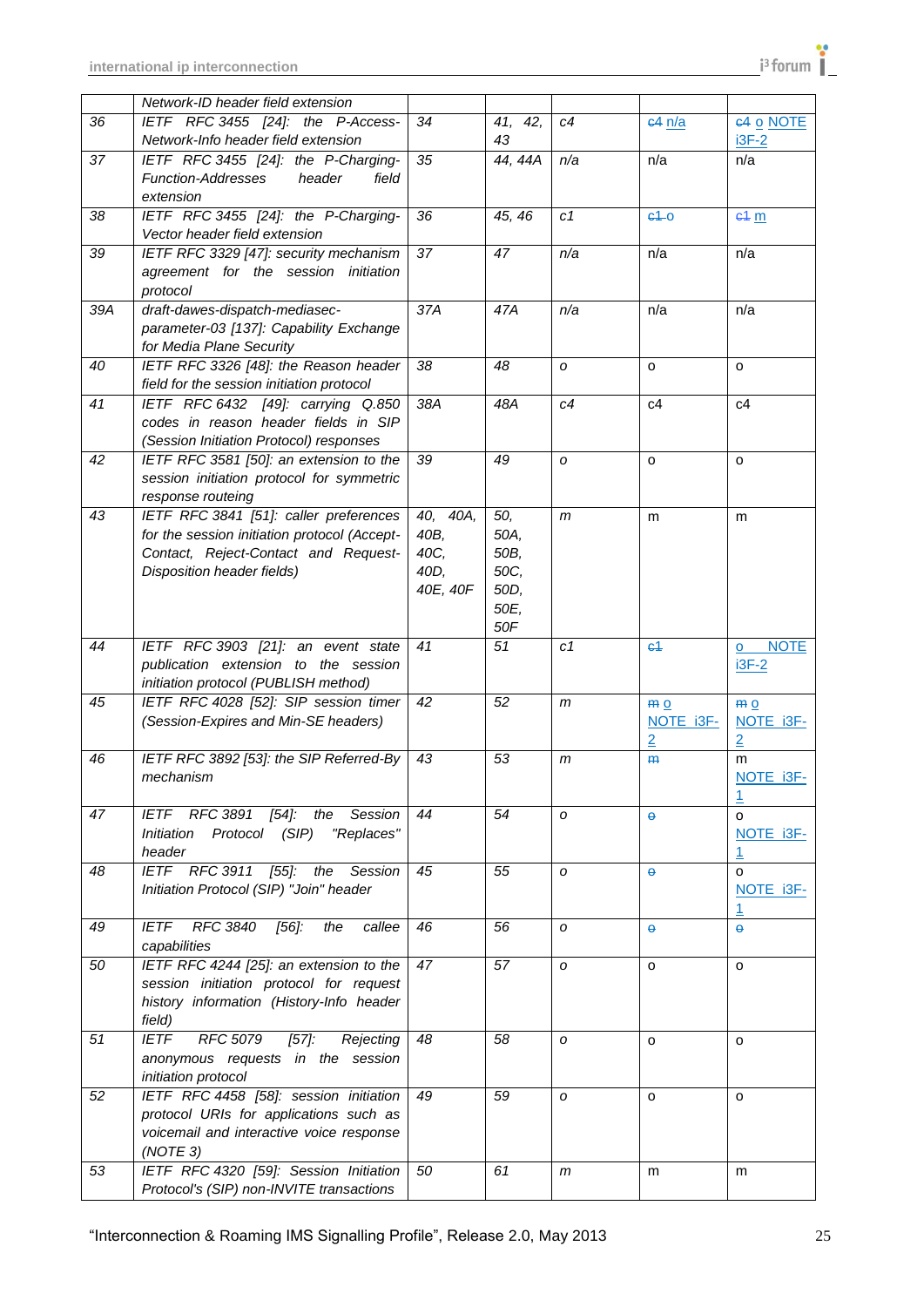|  | Network-ID header field extension |  |  |  |  |  |
|---|---|---|---|---|---|---|
| 36 | IETF RFC 3455 [24]: the P-Access-Network-Info header field extension | 34 | 41, 42, 43 | c4 | ~~c4~~ n/a | ~~c4~~ o NOTE i3F-2 |
| 37 | IETF RFC 3455 [24]: the P-Charging-Function-Addresses header field extension | 35 | 44, 44A | n/a | n/a | n/a |
| 38 | IETF RFC 3455 [24]: the P-Charging-Vector header field extension | 36 | 45, 46 | c1 | ~~c1~~ o | ~~c1~~ m |
| 39 | IETF RFC 3329 [47]: security mechanism agreement for the session initiation protocol | 37 | 47 | n/a | n/a | n/a |
| 39A | draft-dawes-dispatch-mediasec-parameter-03 [137]: Capability Exchange for Media Plane Security | 37A | 47A | n/a | n/a | n/a |
| 40 | IETF RFC 3326 [48]: the Reason header field for the session initiation protocol | 38 | 48 | o | o | o |
| 41 | IETF RFC 6432 [49]: carrying Q.850 codes in reason header fields in SIP (Session Initiation Protocol) responses | 38A | 48A | c4 | c4 | c4 |
| 42 | IETF RFC 3581 [50]: an extension to the session initiation protocol for symmetric response routeing | 39 | 49 | o | o | o |
| 43 | IETF RFC 3841 [51]: caller preferences for the session initiation protocol (Accept-Contact, Reject-Contact and Request-Disposition header fields) | 40, 40A, 40B, 40C, 40D, 40E, 40F | 50, 50A, 50B, 50C, 50D, 50E, 50F | m | m | m |
| 44 | IETF RFC 3903 [21]: an event state publication extension to the session initiation protocol (PUBLISH method) | 41 | 51 | c1 | ~~c1~~ | o NOTE i3F-2 |
| 45 | IETF RFC 4028 [52]: SIP session timer (Session-Expires and Min-SE headers) | 42 | 52 | m | ~~m~~ o NOTE i3F-2 | ~~m~~ o NOTE i3F-2 |
| 46 | IETF RFC 3892 [53]: the SIP Referred-By mechanism | 43 | 53 | m | ~~m~~ | m NOTE i3F-1 |
| 47 | IETF RFC 3891 [54]: the Session Initiation Protocol (SIP) "Replaces" header | 44 | 54 | o | ~~o~~ | o NOTE i3F-1 |
| 48 | IETF RFC 3911 [55]: the Session Initiation Protocol (SIP) "Join" header | 45 | 55 | o | ~~o~~ | o NOTE i3F-1 |
| 49 | IETF RFC 3840 [56]: the callee capabilities | 46 | 56 | o | ~~o~~ | ~~o~~ |
| 50 | IETF RFC 4244 [25]: an extension to the session initiation protocol for request history information (History-Info header field) | 47 | 57 | o | o | o |
| 51 | IETF RFC 5079 [57]: Rejecting anonymous requests in the session initiation protocol | 48 | 58 | o | o | o |
| 52 | IETF RFC 4458 [58]: session initiation protocol URIs for applications such as voicemail and interactive voice response (NOTE 3) | 49 | 59 | o | o | o |
| 53 | IETF RFC 4320 [59]: Session Initiation Protocol's (SIP) non-INVITE transactions | 50 | 61 | m | m | m |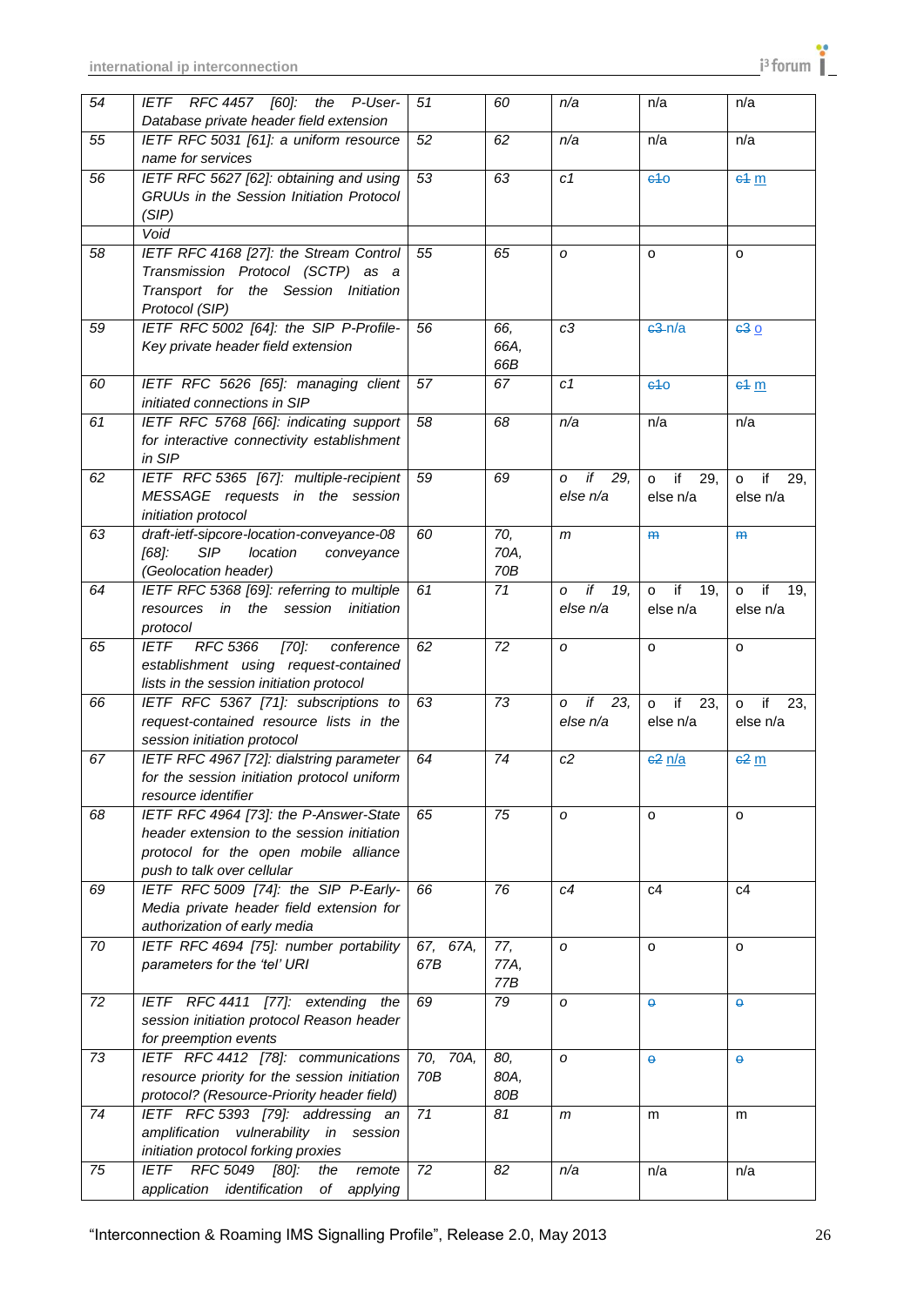| 54 | IETF RFC 4457 [60]: the P-User-Database private header field extension | 51 | 60 | n/a | n/a | n/a |
|---|---|---|---|---|---|---|
| 55 | IETF RFC 5031 [61]: a uniform resource name for services | 52 | 62 | n/a | n/a | n/a |
| 56 | IETF RFC 5627 [62]: obtaining and using GRUUs in the Session Initiation Protocol (SIP) | 53 | 63 | c1 | ~~c1~~o | ~~c1~~ m |
| | Void | | | | | |
| 58 | IETF RFC 4168 [27]: the Stream Control Transmission Protocol (SCTP) as a Transport for the Session Initiation Protocol (SIP) | 55 | 65 | o | o | o |
| 59 | IETF RFC 5002 [64]: the SIP P-Profile-Key private header field extension | 56 | 66, 66A, 66B | c3 | ~~c3~~ n/a | ~~c3~~ o |
| 60 | IETF RFC 5626 [65]: managing client initiated connections in SIP | 57 | 67 | c1 | ~~c1~~o | ~~c1~~ m |
| 61 | IETF RFC 5768 [66]: indicating support for interactive connectivity establishment in SIP | 58 | 68 | n/a | n/a | n/a |
| 62 | IETF RFC 5365 [67]: multiple-recipient MESSAGE requests in the session initiation protocol | 59 | 69 | o if 29, else n/a | o if 29, else n/a | o if 29, else n/a |
| 63 | draft-ietf-sipcore-location-conveyance-08 [68]: SIP location conveyance (Geolocation header) | 60 | 70, 70A, 70B | m | ~~m~~ | ~~m~~ |
| 64 | IETF RFC 5368 [69]: referring to multiple resources in the session initiation protocol | 61 | 71 | o if 19, else n/a | o if 19, else n/a | o if 19, else n/a |
| 65 | IETF RFC 5366 [70]: conference establishment using request-contained lists in the session initiation protocol | 62 | 72 | o | o | o |
| 66 | IETF RFC 5367 [71]: subscriptions to request-contained resource lists in the session initiation protocol | 63 | 73 | o if 23, else n/a | o if 23, else n/a | o if 23, else n/a |
| 67 | IETF RFC 4967 [72]: dialstring parameter for the session initiation protocol uniform resource identifier | 64 | 74 | c2 | ~~c2~~ n/a | ~~c2~~ m |
| 68 | IETF RFC 4964 [73]: the P-Answer-State header extension to the session initiation protocol for the open mobile alliance push to talk over cellular | 65 | 75 | o | o | o |
| 69 | IETF RFC 5009 [74]: the SIP P-Early-Media private header field extension for authorization of early media | 66 | 76 | c4 | c4 | c4 |
| 70 | IETF RFC 4694 [75]: number portability parameters for the 'tel' URI | 67, 67A, 67B | 77, 77A, 77B | o | o | o |
| 72 | IETF RFC 4411 [77]: extending the session initiation protocol Reason header for preemption events | 69 | 79 | o | ~~o~~ | ~~o~~ |
| 73 | IETF RFC 4412 [78]: communications resource priority for the session initiation protocol? (Resource-Priority header field) | 70, 70A, 70B | 80, 80A, 80B | o | ~~o~~ | ~~o~~ |
| 74 | IETF RFC 5393 [79]: addressing an amplification vulnerability in session initiation protocol forking proxies | 71 | 81 | m | m | m |
| 75 | IETF RFC 5049 [80]: the remote application identification of applying | 72 | 82 | n/a | n/a | n/a |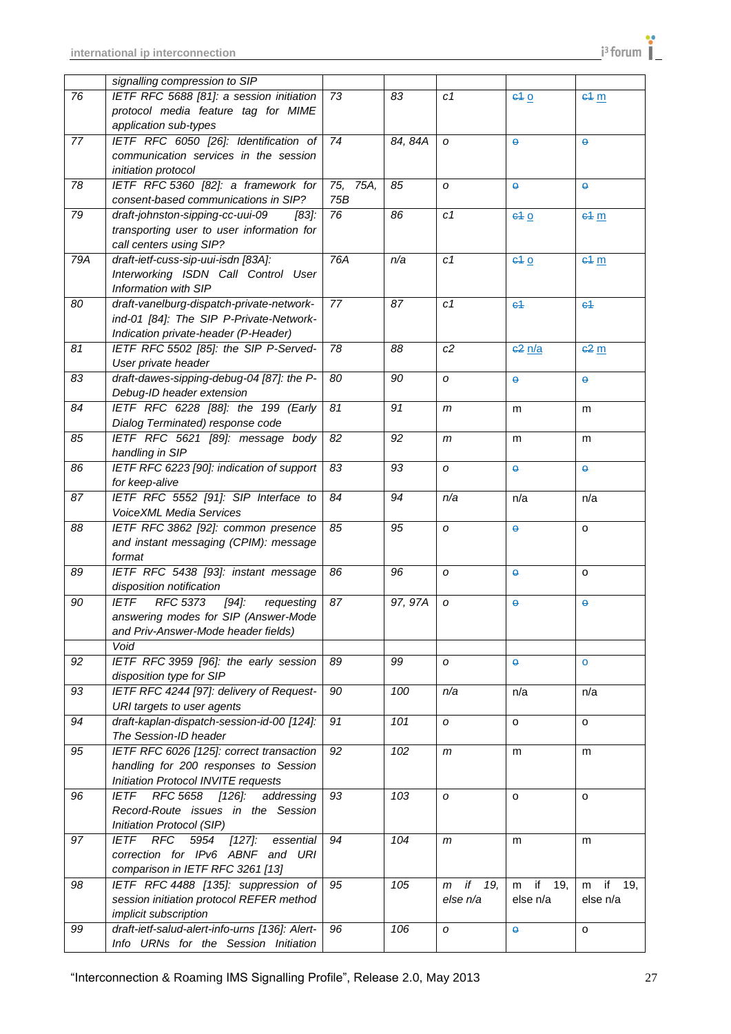| | signalling compression to SIP | | | | | |
|---|---|---|---|---|---|---|
| 76 | *IETF RFC 5688 [81]: a session initiation protocol media feature tag for MIME application sub-types* | *73* | *83* | *c1* | ~~c1~~ o | ~~c1~~ m |
| 77 | *IETF RFC 6050 [26]: Identification of communication services in the session initiation protocol* | *74* | *84, 84A* | *o* | ~~o~~ | ~~o~~ |
| 78 | *IETF RFC 5360 [82]: a framework for consent-based communications in SIP?* | *75, 75A, 75B* | *85* | *o* | ~~o~~ | ~~o~~ |
| 79 | *draft-johnston-sipping-cc-uui-09 [83]: transporting user to user information for call centers using SIP?* | *76* | *86* | *c1* | ~~c1~~ o | ~~c1~~ m |
| 79A | *draft-ietf-cuss-sip-uui-isdn [83A]: Interworking ISDN Call Control User Information with SIP* | *76A* | *n/a* | *c1* | ~~c1~~ o | ~~c1~~ m |
| 80 | *draft-vanelburg-dispatch-private-network-ind-01 [84]: The SIP P-Private-Network-Indication private-header (P-Header)* | *77* | *87* | *c1* | ~~c1~~ | ~~c1~~ |
| 81 | *IETF RFC 5502 [85]: the SIP P-Served-User private header* | *78* | *88* | *c2* | ~~c2~~ n/a | ~~c2~~ m |
| 83 | *draft-dawes-sipping-debug-04 [87]: the P-Debug-ID header extension* | *80* | *90* | *o* | ~~o~~ | ~~o~~ |
| 84 | *IETF RFC 6228 [88]: the 199 (Early Dialog Terminated) response code* | *81* | *91* | *m* | m | m |
| 85 | *IETF RFC 5621 [89]: message body handling in SIP* | *82* | *92* | *m* | m | m |
| 86 | *IETF RFC 6223 [90]: indication of support for keep-alive* | *83* | *93* | *o* | ~~o~~ | ~~o~~ |
| 87 | *IETF RFC 5552 [91]: SIP Interface to VoiceXML Media Services* | *84* | *94* | *n/a* | n/a | n/a |
| 88 | *IETF RFC 3862 [92]: common presence and instant messaging (CPIM): message format* | *85* | *95* | *o* | ~~o~~ | o |
| 89 | *IETF RFC 5438 [93]: instant message disposition notification* | *86* | *96* | *o* | ~~o~~ | o |
| 90 | *IETF RFC 5373 [94]: requesting answering modes for SIP (Answer-Mode and Priv-Answer-Mode header fields)* | *87* | *97, 97A* | *o* | ~~o~~ | ~~o~~ |
| | *Void* | | | | | |
| 92 | *IETF RFC 3959 [96]: the early session disposition type for SIP* | *89* | *99* | *o* | ~~o~~ | o |
| 93 | *IETF RFC 4244 [97]: delivery of Request-URI targets to user agents* | *90* | *100* | *n/a* | n/a | n/a |
| 94 | *draft-kaplan-dispatch-session-id-00 [124]: The Session-ID header* | *91* | *101* | *o* | o | o |
| 95 | *IETF RFC 6026 [125]: correct transaction handling for 200 responses to Session Initiation Protocol INVITE requests* | *92* | *102* | *m* | m | m |
| 96 | *IETF RFC 5658 [126]: addressing Record-Route issues in the Session Initiation Protocol (SIP)* | *93* | *103* | *o* | o | o |
| 97 | *IETF RFC 5954 [127]: essential correction for IPv6 ABNF and URI comparison in IETF RFC 3261 [13]* | *94* | *104* | *m* | m | m |
| 98 | *IETF RFC 4488 [135]: suppression of session initiation protocol REFER method implicit subscription* | *95* | *105* | *m if 19, else n/a* | m if 19, else n/a | m if 19, else n/a |
| 99 | *draft-ietf-salud-alert-info-urns [136]: Alert-Info URNs for the Session Initiation* | *96* | *106* | *o* | ~~o~~ | o |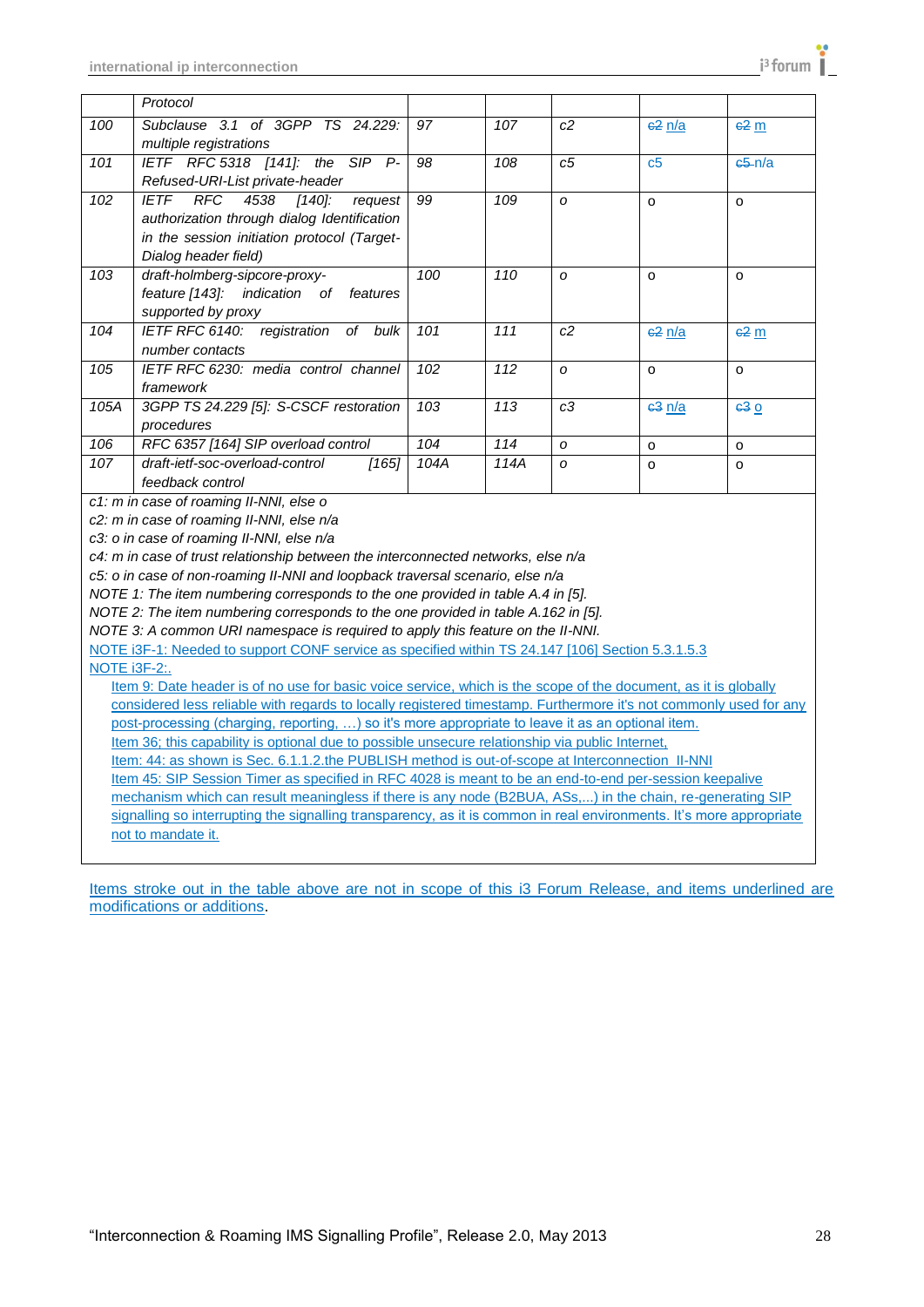|  | Protocol |  |  |  |  |  |
|---|---|---|---|---|---|---|
| 100 | Subclause 3.1 of 3GPP TS 24.229: multiple registrations | 97 | 107 | c2 | ~~c2~~ n/a | ~~c2~~ m |
| 101 | IETF RFC 5318 [141]: the SIP P-Refused-URI-List private-header | 98 | 108 | c5 | c5 | ~~c5~~ n/a |
| 102 | IETF RFC 4538 [140]: request authorization through dialog Identification in the session initiation protocol (Target-Dialog header field) | 99 | 109 | o | o | o |
| 103 | draft-holmberg-sipcore-proxy-feature [143]: indication of features supported by proxy | 100 | 110 | o | o | o |
| 104 | IETF RFC 6140: registration of bulk number contacts | 101 | 111 | c2 | ~~c2~~ n/a | ~~c2~~ m |
| 105 | IETF RFC 6230: media control channel framework | 102 | 112 | o | o | o |
| 105A | 3GPP TS 24.229 [5]: S-CSCF restoration procedures | 103 | 113 | c3 | ~~c3~~ n/a | ~~c3~~ o |
| 106 | RFC 6357 [164] SIP overload control | 104 | 114 | o | o | o |
| 107 | draft-ietf-soc-overload-control [165] feedback control | 104A | 114A | o | o | o |

c1: m in case of roaming II-NNI, else o

c2: m in case of roaming II-NNI, else n/a

c3: o in case of roaming II-NNI, else n/a

c4: m in case of trust relationship between the interconnected networks, else n/a

c5: o in case of non-roaming II-NNI and loopback traversal scenario, else n/a

NOTE 1: The item numbering corresponds to the one provided in table A.4 in [5].

NOTE 2: The item numbering corresponds to the one provided in table A.162 in [5].

NOTE 3: A common URI namespace is required to apply this feature on the II-NNI.

NOTE i3F-1: Needed to support CONF service as specified within TS 24.147 [106] Section 5.3.1.5.3

NOTE i3F-2:.

Item 9: Date header is of no use for basic voice service, which is the scope of the document, as it is globally considered less reliable with regards to locally registered timestamp. Furthermore it's not commonly used for any post-processing (charging, reporting, …) so it's more appropriate to leave it as an optional item.

Item 36; this capability is optional due to possible unsecure relationship via public Internet,

Item: 44: as shown is Sec. 6.1.1.2.the PUBLISH method is out-of-scope at Interconnection II-NNI

Item 45: SIP Session Timer as specified in RFC 4028 is meant to be an end-to-end per-session keepalive mechanism which can result meaningless if there is any node (B2BUA, ASs,...) in the chain, re-generating SIP signalling so interrupting the signalling transparency, as it is common in real environments. It's more appropriate not to mandate it.

Items stroke out in the table above are not in scope of this i3 Forum Release, and items underlined are modifications or additions.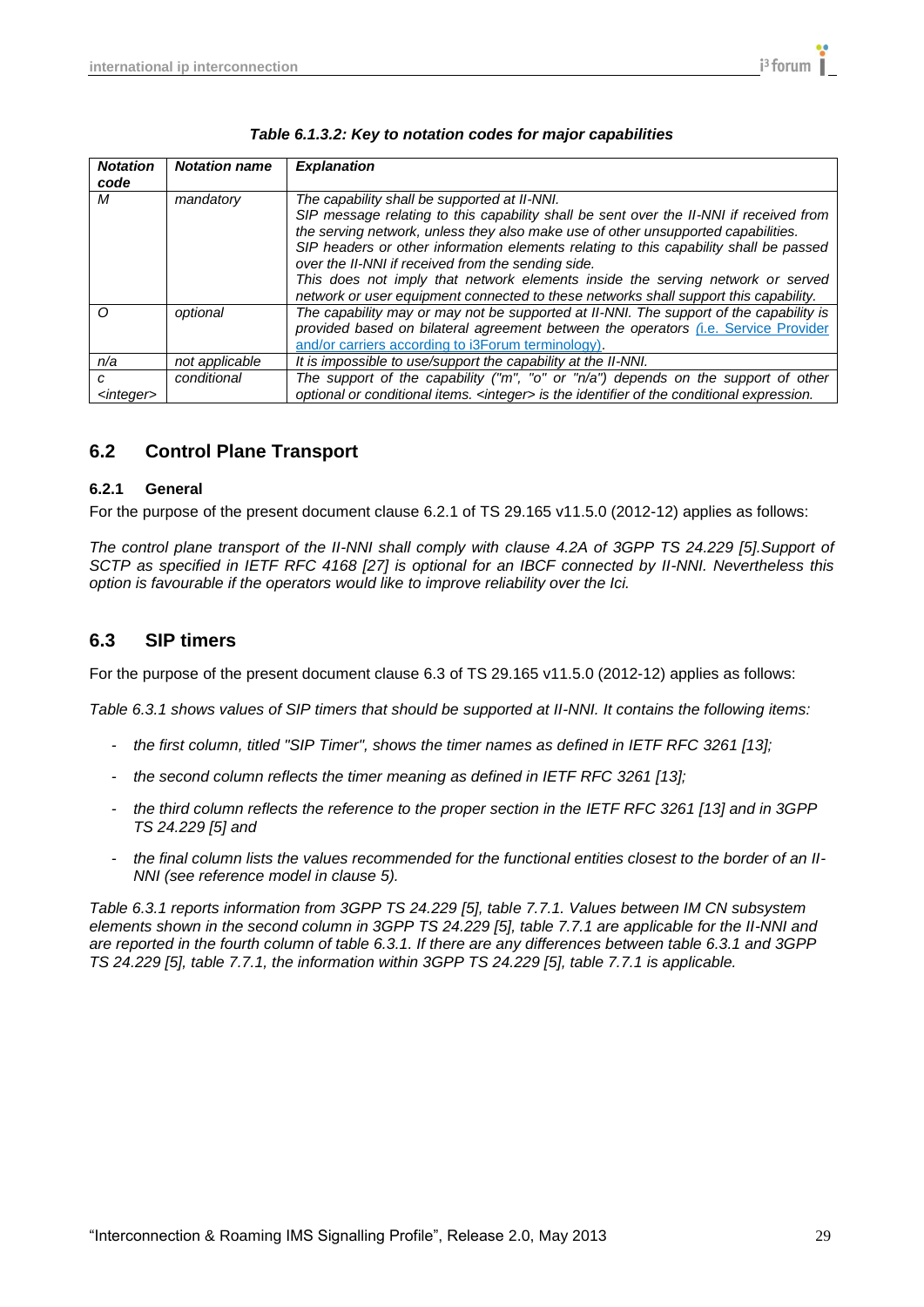***Table 6.1.3.2: Key to notation codes for major capabilities***

| *Notation code* | *Notation name* | *Explanation* |
|---|---|---|
| *M* | *mandatory* | *The capability shall be supported at II-NNI.* *SIP message relating to this capability shall be sent over the II-NNI if received from the serving network, unless they also make use of other unsupported capabilities.* *SIP headers or other information elements relating to this capability shall be passed over the II-NNI if received from the sending side.* *This does not imply that network elements inside the serving network or served network or user equipment connected to these networks shall support this capability.* |
| *O* | *optional* | *The capability may or may not be supported at II-NNI. The support of the capability is provided based on bilateral agreement between the operators (i.e. Service Provider and/or carriers according to i3Forum terminology).* |
| *n/a* | *not applicable* | *It is impossible to use/support the capability at the II-NNI.* |
| *c <integer>* | *conditional* | *The support of the capability ("m", "o" or "n/a") depends on the support of other optional or conditional items. <integer> is the identifier of the conditional expression.* |

## 6.2 Control Plane Transport

### 6.2.1 General

For the purpose of the present document clause 6.2.1 of TS 29.165 v11.5.0 (2012-12) applies as follows:

*The control plane transport of the II-NNI shall comply with clause 4.2A of 3GPP TS 24.229 [5].Support of SCTP as specified in IETF RFC 4168 [27] is optional for an IBCF connected by II-NNI. Nevertheless this option is favourable if the operators would like to improve reliability over the Ici.*

## 6.3 SIP timers

For the purpose of the present document clause 6.3 of TS 29.165 v11.5.0 (2012-12) applies as follows:

*Table 6.3.1 shows values of SIP timers that should be supported at II-NNI. It contains the following items:*

- *the first column, titled "SIP Timer", shows the timer names as defined in IETF RFC 3261 [13];*
- *the second column reflects the timer meaning as defined in IETF RFC 3261 [13];*
- *the third column reflects the reference to the proper section in the IETF RFC 3261 [13] and in 3GPP TS 24.229 [5] and*
- *the final column lists the values recommended for the functional entities closest to the border of an II-NNI (see reference model in clause 5).*

*Table 6.3.1 reports information from 3GPP TS 24.229 [5], table 7.7.1. Values between IM CN subsystem elements shown in the second column in 3GPP TS 24.229 [5], table 7.7.1 are applicable for the II-NNI and are reported in the fourth column of table 6.3.1. If there are any differences between table 6.3.1 and 3GPP TS 24.229 [5], table 7.7.1, the information within 3GPP TS 24.229 [5], table 7.7.1 is applicable.*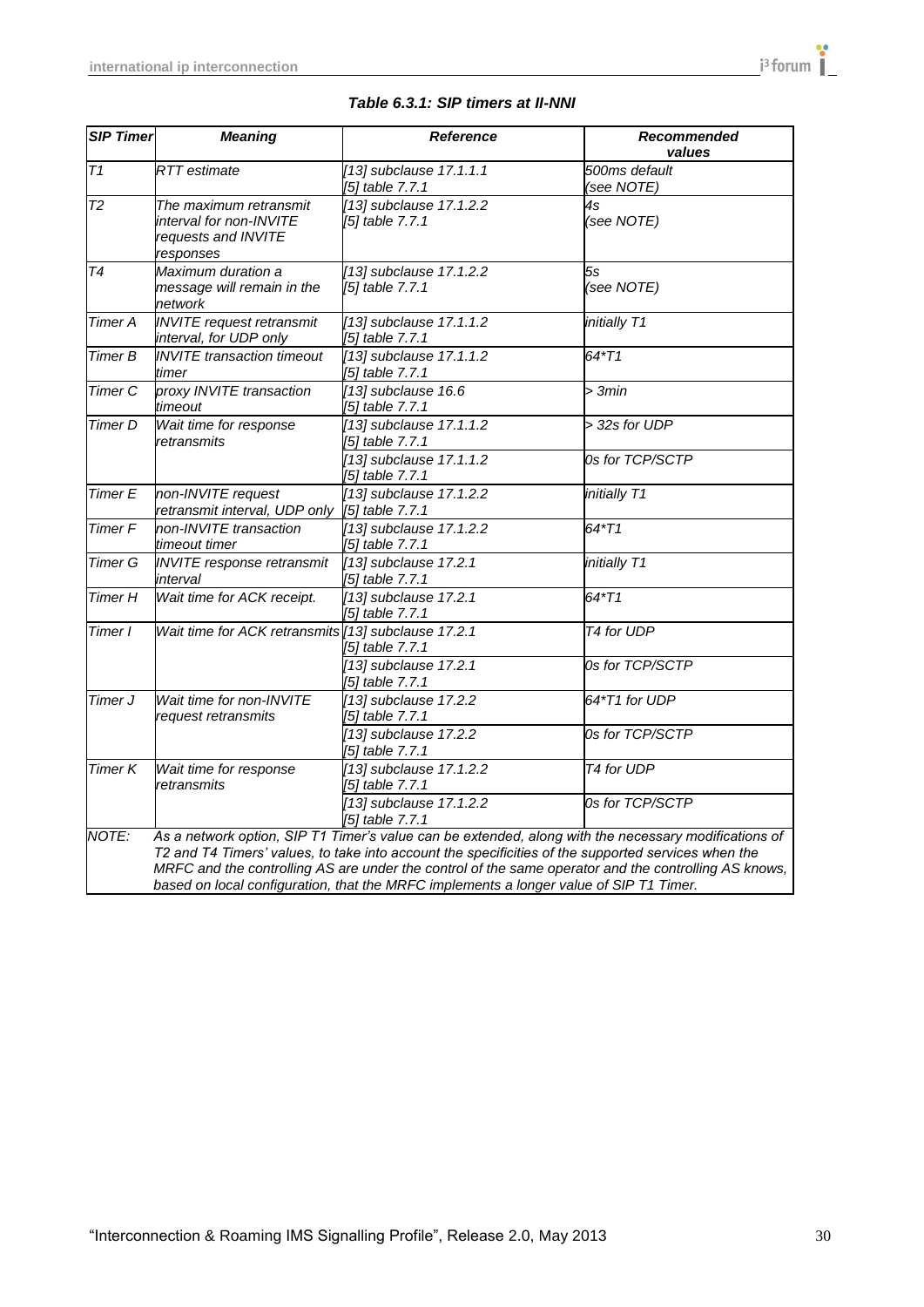*Table 6.3.1: SIP timers at II-NNI*

| *SIP Timer* | *Meaning* | *Reference* | *Recommended values* |
|---|---|---|---|
| *T1* | *RTT estimate* | *[13] subclause 17.1.1.1 [5] table 7.7.1* | *500ms default (see NOTE)* |
| *T2* | *The maximum retransmit interval for non-INVITE requests and INVITE responses* | *[13] subclause 17.1.2.2 [5] table 7.7.1* | *4s (see NOTE)* |
| *T4* | *Maximum duration a message will remain in the network* | *[13] subclause 17.1.2.2 [5] table 7.7.1* | *5s (see NOTE)* |
| *Timer A* | *INVITE request retransmit interval, for UDP only* | *[13] subclause 17.1.1.2 [5] table 7.7.1* | *initially T1* |
| *Timer B* | *INVITE transaction timeout timer* | *[13] subclause 17.1.1.2 [5] table 7.7.1* | *64\*T1* |
| *Timer C* | *proxy INVITE transaction timeout* | *[13] subclause 16.6 [5] table 7.7.1* | *> 3min* |
| *Timer D* | *Wait time for response retransmits* | *[13] subclause 17.1.1.2 [5] table 7.7.1* | *> 32s for UDP* |
| | | *[13] subclause 17.1.1.2 [5] table 7.7.1* | *0s for TCP/SCTP* |
| *Timer E* | *non-INVITE request retransmit interval, UDP only* | *[13] subclause 17.1.2.2 [5] table 7.7.1* | *initially T1* |
| *Timer F* | *non-INVITE transaction timeout timer* | *[13] subclause 17.1.2.2 [5] table 7.7.1* | *64\*T1* |
| *Timer G* | *INVITE response retransmit interval* | *[13] subclause 17.2.1 [5] table 7.7.1* | *initially T1* |
| *Timer H* | *Wait time for ACK receipt.* | *[13] subclause 17.2.1 [5] table 7.7.1* | *64\*T1* |
| *Timer I* | *Wait time for ACK retransmits* | *[13] subclause 17.2.1 [5] table 7.7.1* | *T4 for UDP* |
| | | *[13] subclause 17.2.1 [5] table 7.7.1* | *0s for TCP/SCTP* |
| *Timer J* | *Wait time for non-INVITE request retransmits* | *[13] subclause 17.2.2 [5] table 7.7.1* | *64\*T1 for UDP* |
| | | *[13] subclause 17.2.2 [5] table 7.7.1* | *0s for TCP/SCTP* |
| *Timer K* | *Wait time for response retransmits* | *[13] subclause 17.1.2.2 [5] table 7.7.1* | *T4 for UDP* |
| | | *[13] subclause 17.1.2.2 [5] table 7.7.1* | *0s for TCP/SCTP* |
| *NOTE:* | *As a network option, SIP T1 Timer's value can be extended, along with the necessary modifications of T2 and T4 Timers' values, to take into account the specificities of the supported services when the MRFC and the controlling AS are under the control of the same operator and the controlling AS knows, based on local configuration, that the MRFC implements a longer value of SIP T1 Timer.* | | |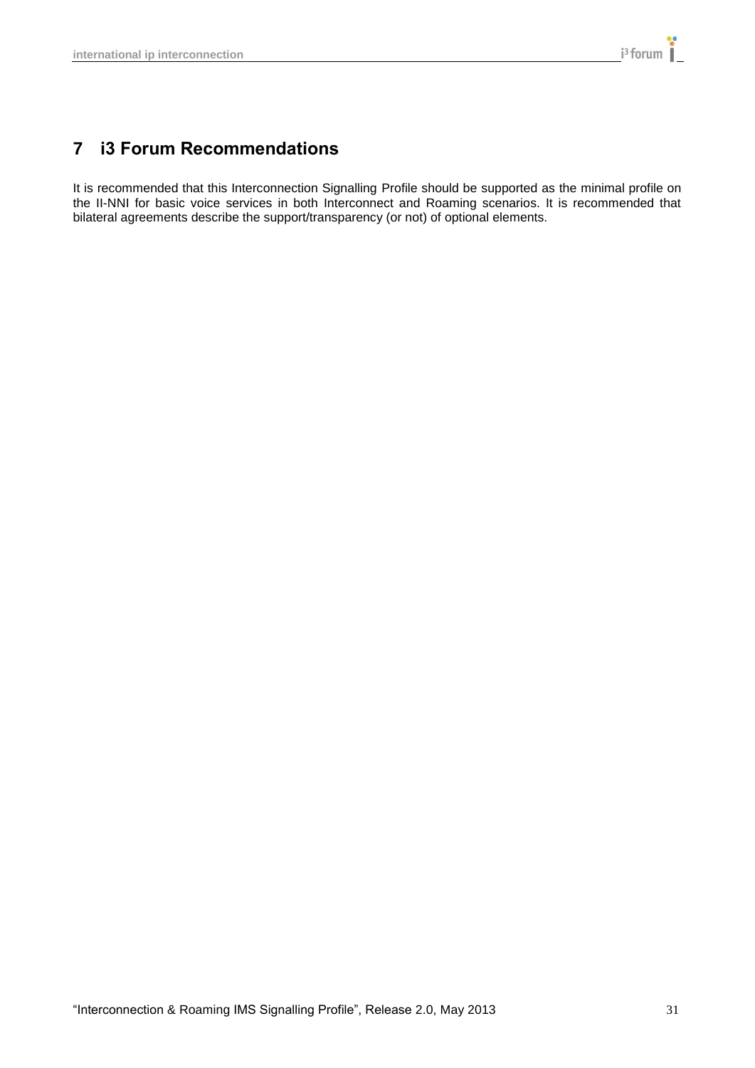# 7 i3 Forum Recommendations

It is recommended that this Interconnection Signalling Profile should be supported as the minimal profile on the II-NNI for basic voice services in both Interconnect and Roaming scenarios. It is recommended that bilateral agreements describe the support/transparency (or not) of optional elements.